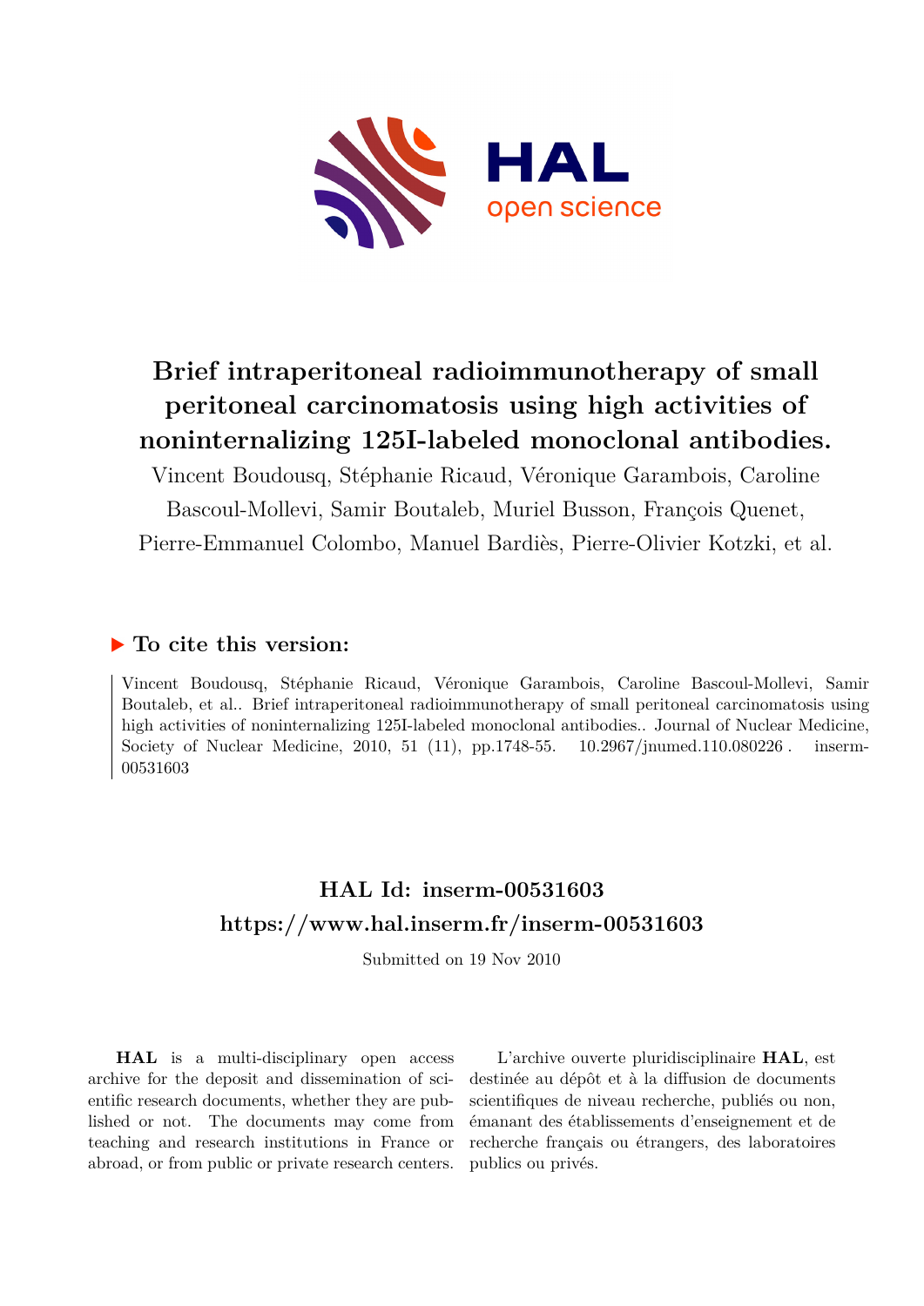# Brief intraperitoneal radioimmunotherapy of small peritoneal carcinomatosis using high activities of noninternalizing 125I-labeled monoclonal antibodies.

Vincent Boudousq, Stéphanie Ricaud, Véronique Garambois, Caroline Bascoul-Mollevi, Samir Boutaleb, Muriel Busson, François Quenet, Pierre-Emmanuel Colombo, Manuel Bardiès, Pierre-Olivier Kotzki, et al.

## ▶ To cite this version:

Vincent Boudousq, Stéphanie Ricaud, Véronique Garambois, Caroline Bascoul-Mollevi, Samir Boutaleb, et al.. Brief intraperitoneal radioimmunotherapy of small peritoneal carcinomatosis using high activities of noninternalizing 125I-labeled monoclonal antibodies.. Journal of Nuclear Medicine, Society of Nuclear Medicine, 2010, 51 (11), pp.1748-55. 10.2967/jnumed.110.080226 . inserm-00531603

## HAL Id: inserm-00531603
## https://www.hal.inserm.fr/inserm-00531603

Submitted on 19 Nov 2010

**HAL** is a multi-disciplinary open access archive for the deposit and dissemination of scientific research documents, whether they are published or not. The documents may come from teaching and research institutions in France or abroad, or from public or private research centers.

L'archive ouverte pluridisciplinaire **HAL**, est destinée au dépôt et à la diffusion de documents scientifiques de niveau recherche, publiés ou non, émanant des établissements d'enseignement et de recherche français ou étrangers, des laboratoires publics ou privés.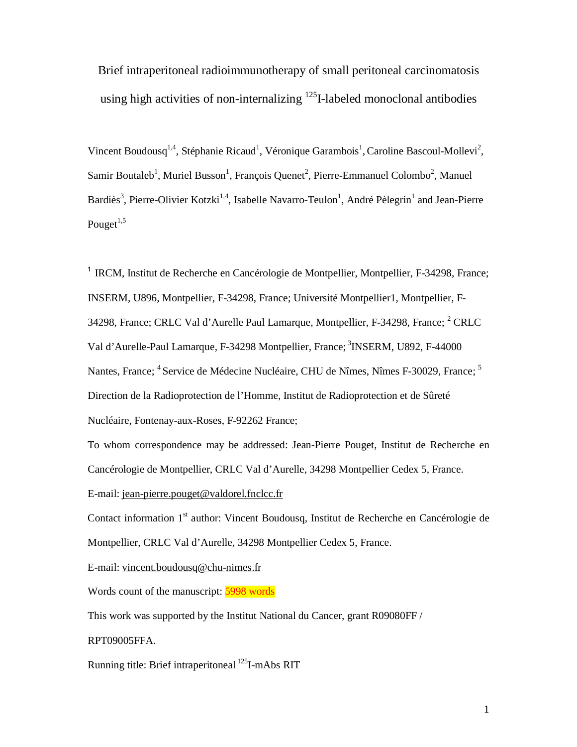# Brief intraperitoneal radioimmunotherapy of small peritoneal carcinomatosis using high activities of non-internalizing $^{125}$I-labeled monoclonal antibodies

Vincent Boudousq[1,4], Stéphanie Ricaud[1], Véronique Garambois[1], Caroline Bascoul-Mollevi[2], Samir Boutaleb[1], Muriel Busson[1], François Quenet[2], Pierre-Emmanuel Colombo[2], Manuel Bardiès[3], Pierre-Olivier Kotzki[1,4], Isabelle Navarro-Teulon[1], André Pèlegrin[1] and Jean-Pierre Pouget[1,5]

[1] IRCM, Institut de Recherche en Cancérologie de Montpellier, Montpellier, F-34298, France; INSERM, U896, Montpellier, F-34298, France; Université Montpellier1, Montpellier, F-34298, France; CRLC Val d'Aurelle Paul Lamarque, Montpellier, F-34298, France; [2] CRLC Val d'Aurelle-Paul Lamarque, F-34298 Montpellier, France; [3]INSERM, U892, F-44000 Nantes, France; [4] Service de Médecine Nucléaire, CHU de Nîmes, Nîmes F-30029, France; [5] Direction de la Radioprotection de l'Homme, Institut de Radioprotection et de Sûreté Nucléaire, Fontenay-aux-Roses, F-92262 France;

To whom correspondence may be addressed: Jean-Pierre Pouget, Institut de Recherche en Cancérologie de Montpellier, CRLC Val d'Aurelle, 34298 Montpellier Cedex 5, France.

E-mail: jean-pierre.pouget@valdorel.fnclcc.fr

Contact information 1st author: Vincent Boudousq, Institut de Recherche en Cancérologie de Montpellier, CRLC Val d'Aurelle, 34298 Montpellier Cedex 5, France.

E-mail: vincent.boudousq@chu-nimes.fr

Words count of the manuscript: 5998 words

This work was supported by the Institut National du Cancer, grant R09080FF / RPT09005FFA.

Running title: Brief intraperitoneal $^{125}$I-mAbs RIT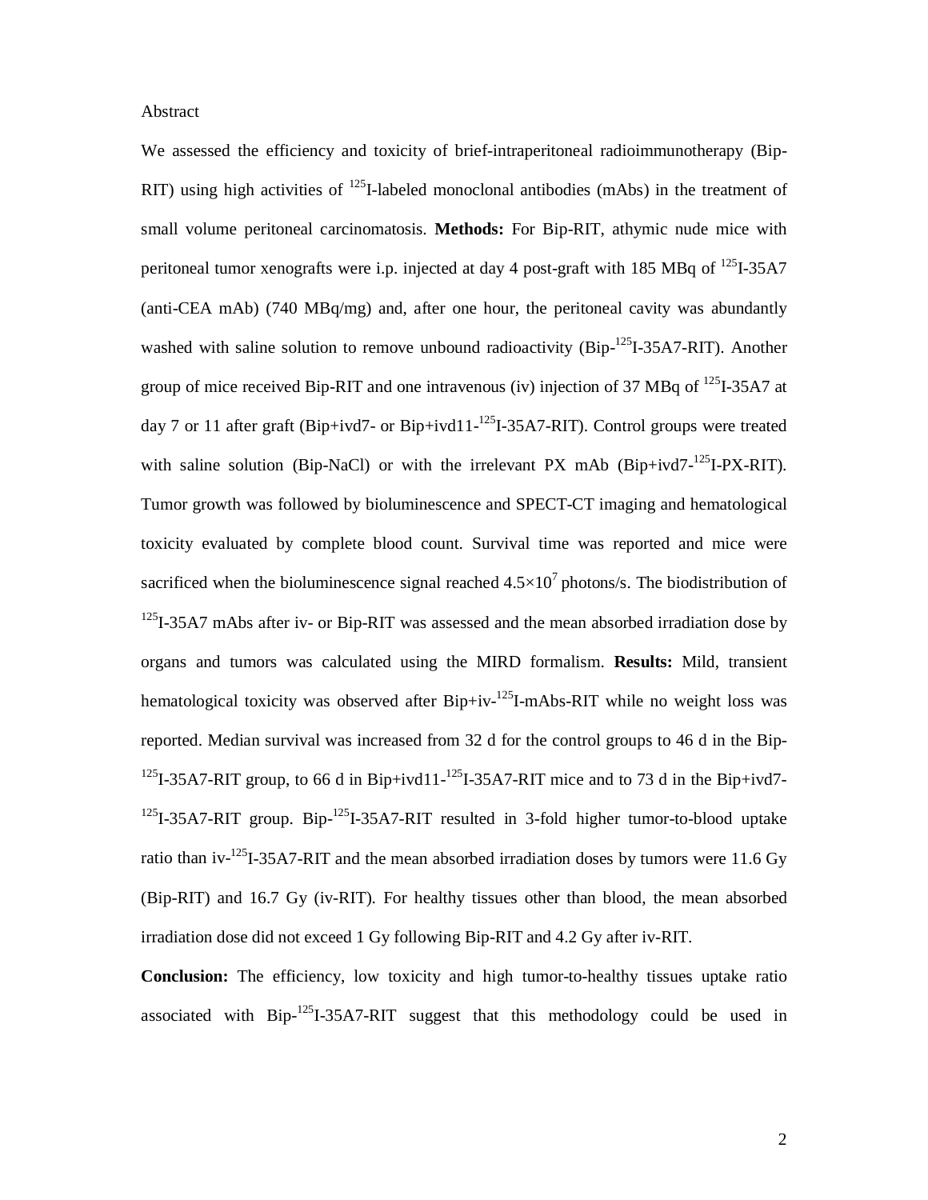Abstract

We assessed the efficiency and toxicity of brief-intraperitoneal radioimmunotherapy (Bip-RIT) using high activities of $^{125}$I-labeled monoclonal antibodies (mAbs) in the treatment of small volume peritoneal carcinomatosis. **Methods:** For Bip-RIT, athymic nude mice with peritoneal tumor xenografts were i.p. injected at day 4 post-graft with 185 MBq of $^{125}$I-35A7 (anti-CEA mAb) (740 MBq/mg) and, after one hour, the peritoneal cavity was abundantly washed with saline solution to remove unbound radioactivity (Bip-$^{125}$I-35A7-RIT). Another group of mice received Bip-RIT and one intravenous (iv) injection of 37 MBq of $^{125}$I-35A7 at day 7 or 11 after graft (Bip+ivd7- or Bip+ivd11-$^{125}$I-35A7-RIT). Control groups were treated with saline solution (Bip-NaCl) or with the irrelevant PX mAb (Bip+ivd7-$^{125}$I-PX-RIT). Tumor growth was followed by bioluminescence and SPECT-CT imaging and hematological toxicity evaluated by complete blood count. Survival time was reported and mice were sacrificed when the bioluminescence signal reached $4.5\times10^7$ photons/s. The biodistribution of $^{125}$I-35A7 mAbs after iv- or Bip-RIT was assessed and the mean absorbed irradiation dose by organs and tumors was calculated using the MIRD formalism. **Results:** Mild, transient hematological toxicity was observed after Bip+iv-$^{125}$I-mAbs-RIT while no weight loss was reported. Median survival was increased from 32 d for the control groups to 46 d in the Bip-$^{125}$I-35A7-RIT group, to 66 d in Bip+ivd11-$^{125}$I-35A7-RIT mice and to 73 d in the Bip+ivd7-$^{125}$I-35A7-RIT group. Bip-$^{125}$I-35A7-RIT resulted in 3-fold higher tumor-to-blood uptake ratio than iv-$^{125}$I-35A7-RIT and the mean absorbed irradiation doses by tumors were 11.6 Gy (Bip-RIT) and 16.7 Gy (iv-RIT). For healthy tissues other than blood, the mean absorbed irradiation dose did not exceed 1 Gy following Bip-RIT and 4.2 Gy after iv-RIT.

**Conclusion:** The efficiency, low toxicity and high tumor-to-healthy tissues uptake ratio associated with Bip-$^{125}$I-35A7-RIT suggest that this methodology could be used in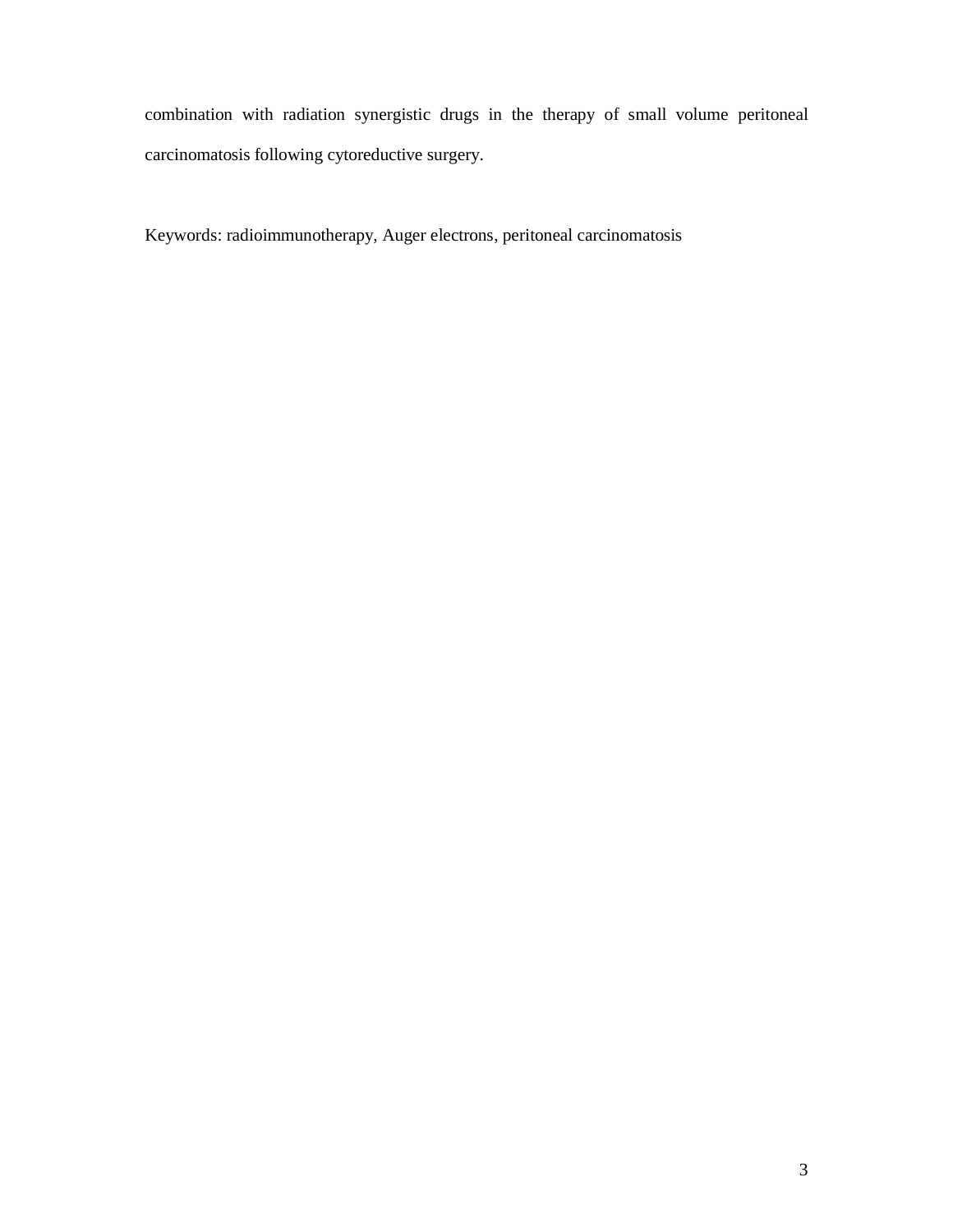combination with radiation synergistic drugs in the therapy of small volume peritoneal carcinomatosis following cytoreductive surgery.

Keywords: radioimmunotherapy, Auger electrons, peritoneal carcinomatosis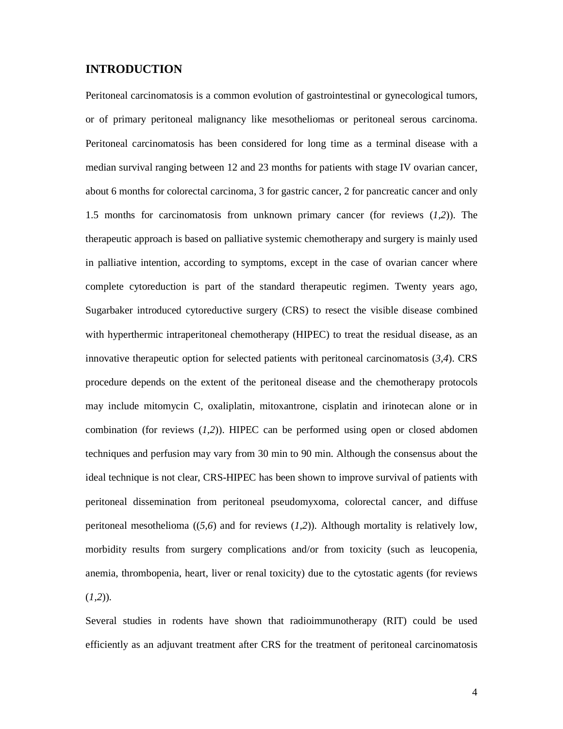## INTRODUCTION

Peritoneal carcinomatosis is a common evolution of gastrointestinal or gynecological tumors, or of primary peritoneal malignancy like mesotheliomas or peritoneal serous carcinoma. Peritoneal carcinomatosis has been considered for long time as a terminal disease with a median survival ranging between 12 and 23 months for patients with stage IV ovarian cancer, about 6 months for colorectal carcinoma, 3 for gastric cancer, 2 for pancreatic cancer and only 1.5 months for carcinomatosis from unknown primary cancer (for reviews (*1*,*2*)). The therapeutic approach is based on palliative systemic chemotherapy and surgery is mainly used in palliative intention, according to symptoms, except in the case of ovarian cancer where complete cytoreduction is part of the standard therapeutic regimen. Twenty years ago, Sugarbaker introduced cytoreductive surgery (CRS) to resect the visible disease combined with hyperthermic intraperitoneal chemotherapy (HIPEC) to treat the residual disease, as an innovative therapeutic option for selected patients with peritoneal carcinomatosis (*3*,*4*). CRS procedure depends on the extent of the peritoneal disease and the chemotherapy protocols may include mitomycin C, oxaliplatin, mitoxantrone, cisplatin and irinotecan alone or in combination (for reviews (*1*,*2*)). HIPEC can be performed using open or closed abdomen techniques and perfusion may vary from 30 min to 90 min. Although the consensus about the ideal technique is not clear, CRS-HIPEC has been shown to improve survival of patients with peritoneal dissemination from peritoneal pseudomyxoma, colorectal cancer, and diffuse peritoneal mesothelioma ((*5*,*6*) and for reviews (*1*,*2*)). Although mortality is relatively low, morbidity results from surgery complications and/or from toxicity (such as leucopenia, anemia, thrombopenia, heart, liver or renal toxicity) due to the cytostatic agents (for reviews (*1*,*2*)).

Several studies in rodents have shown that radioimmunotherapy (RIT) could be used efficiently as an adjuvant treatment after CRS for the treatment of peritoneal carcinomatosis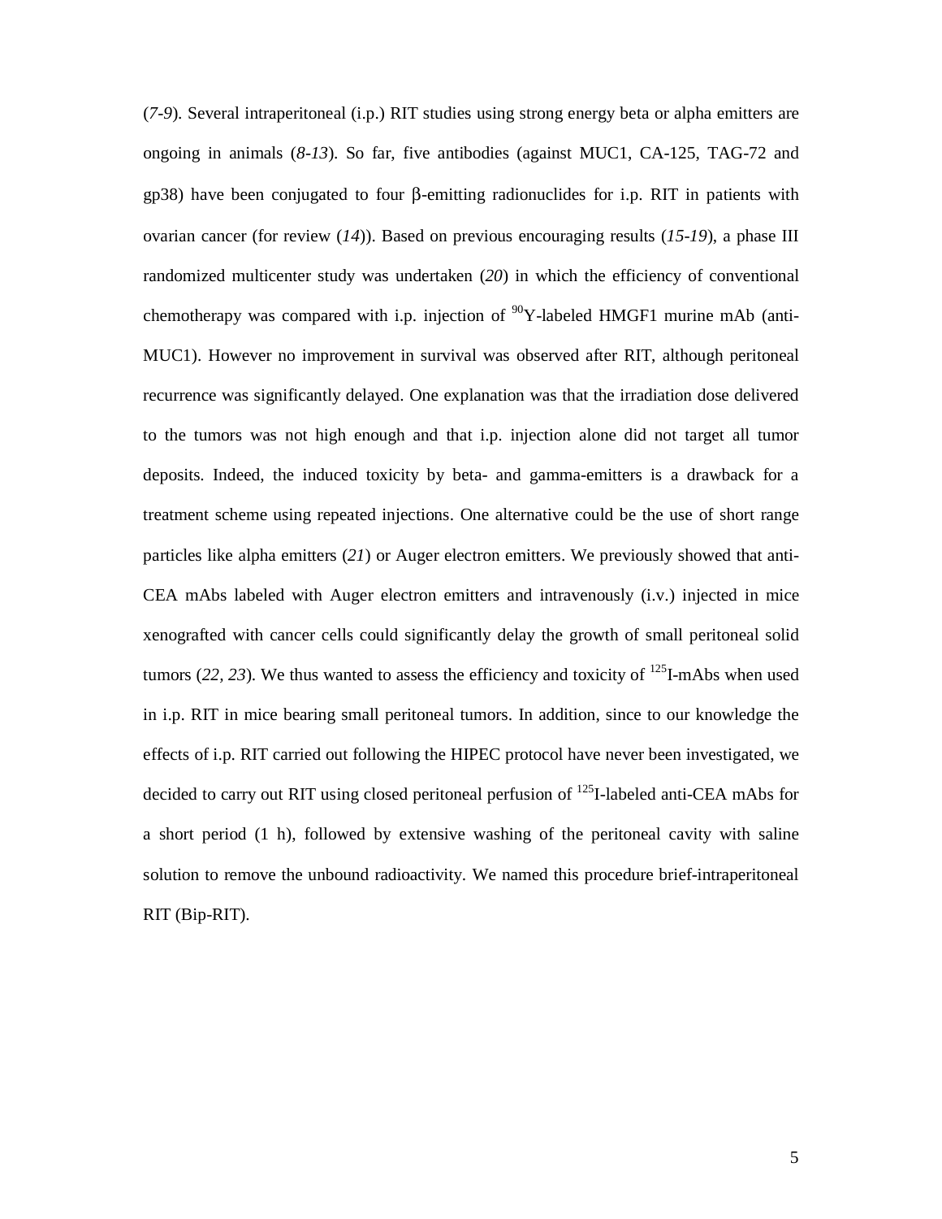(*7-9*). Several intraperitoneal (i.p.) RIT studies using strong energy beta or alpha emitters are ongoing in animals (*8-13*). So far, five antibodies (against MUC1, CA-125, TAG-72 and gp38) have been conjugated to four β-emitting radionuclides for i.p. RIT in patients with ovarian cancer (for review (*14*)). Based on previous encouraging results (*15-19*), a phase III randomized multicenter study was undertaken (*20*) in which the efficiency of conventional chemotherapy was compared with i.p. injection of $^{90}$Y-labeled HMGF1 murine mAb (anti-MUC1). However no improvement in survival was observed after RIT, although peritoneal recurrence was significantly delayed. One explanation was that the irradiation dose delivered to the tumors was not high enough and that i.p. injection alone did not target all tumor deposits. Indeed, the induced toxicity by beta- and gamma-emitters is a drawback for a treatment scheme using repeated injections. One alternative could be the use of short range particles like alpha emitters (*21*) or Auger electron emitters. We previously showed that anti-CEA mAbs labeled with Auger electron emitters and intravenously (i.v.) injected in mice xenografted with cancer cells could significantly delay the growth of small peritoneal solid tumors (*22, 23*). We thus wanted to assess the efficiency and toxicity of $^{125}$I-mAbs when used in i.p. RIT in mice bearing small peritoneal tumors. In addition, since to our knowledge the effects of i.p. RIT carried out following the HIPEC protocol have never been investigated, we decided to carry out RIT using closed peritoneal perfusion of $^{125}$I-labeled anti-CEA mAbs for a short period (1 h), followed by extensive washing of the peritoneal cavity with saline solution to remove the unbound radioactivity. We named this procedure brief-intraperitoneal RIT (Bip-RIT).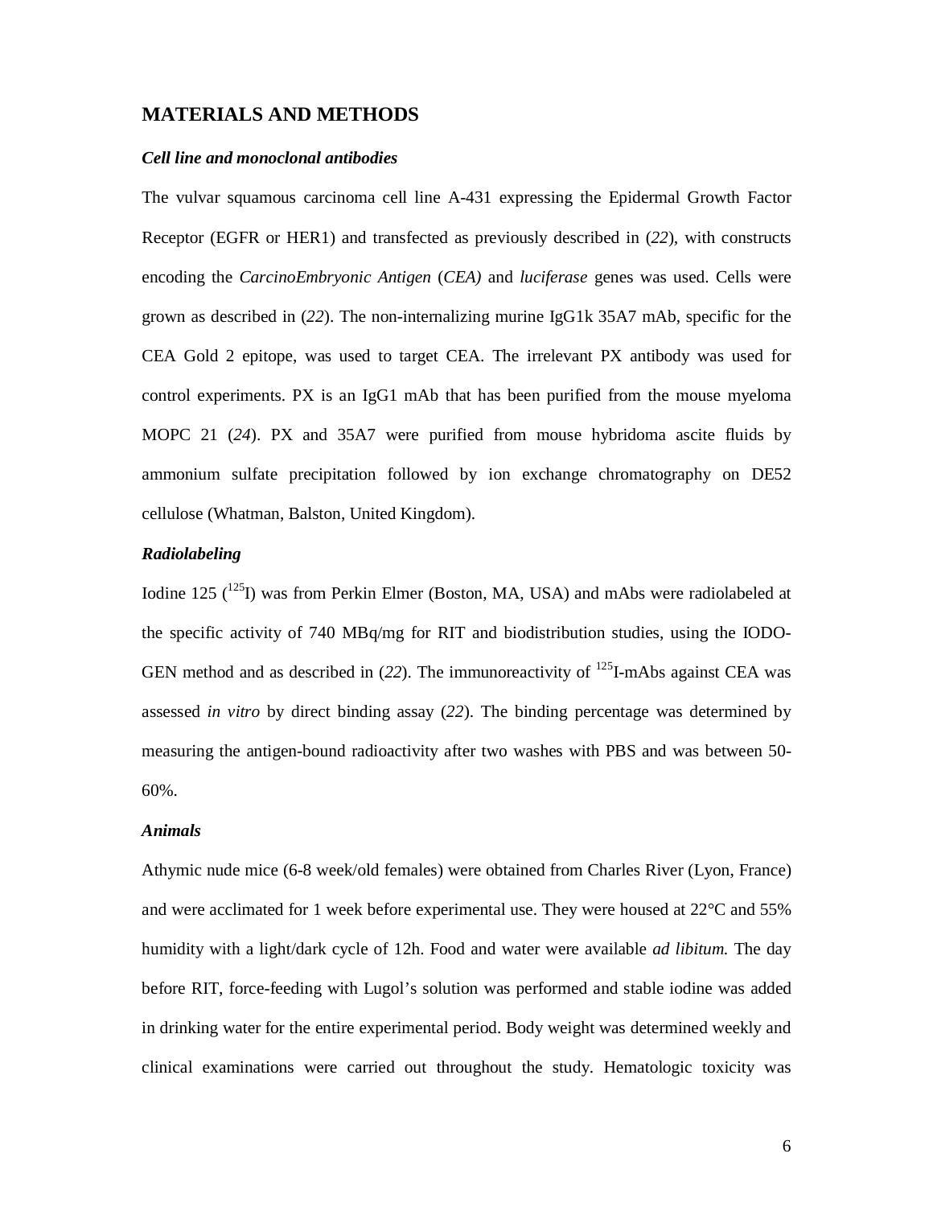# MATERIALS AND METHODS

### *Cell line and monoclonal antibodies*

The vulvar squamous carcinoma cell line A-431 expressing the Epidermal Growth Factor Receptor (EGFR or HER1) and transfected as previously described in (*22*), with constructs encoding the *CarcinoEmbryonic Antigen* (*CEA)* and *luciferase* genes was used. Cells were grown as described in (*22*). The non-internalizing murine IgG1k 35A7 mAb, specific for the CEA Gold 2 epitope, was used to target CEA. The irrelevant PX antibody was used for control experiments. PX is an IgG1 mAb that has been purified from the mouse myeloma MOPC 21 (*24*). PX and 35A7 were purified from mouse hybridoma ascite fluids by ammonium sulfate precipitation followed by ion exchange chromatography on DE52 cellulose (Whatman, Balston, United Kingdom).

### *Radiolabeling*

Iodine 125 ($^{125}$I) was from Perkin Elmer (Boston, MA, USA) and mAbs were radiolabeled at the specific activity of 740 MBq/mg for RIT and biodistribution studies, using the IODO-GEN method and as described in (*22*). The immunoreactivity of $^{125}$I-mAbs against CEA was assessed *in vitro* by direct binding assay (*22*). The binding percentage was determined by measuring the antigen-bound radioactivity after two washes with PBS and was between 50-60%.

### *Animals*

Athymic nude mice (6-8 week/old females) were obtained from Charles River (Lyon, France) and were acclimated for 1 week before experimental use. They were housed at 22°C and 55% humidity with a light/dark cycle of 12h. Food and water were available *ad libitum.* The day before RIT, force-feeding with Lugol's solution was performed and stable iodine was added in drinking water for the entire experimental period. Body weight was determined weekly and clinical examinations were carried out throughout the study. Hematologic toxicity was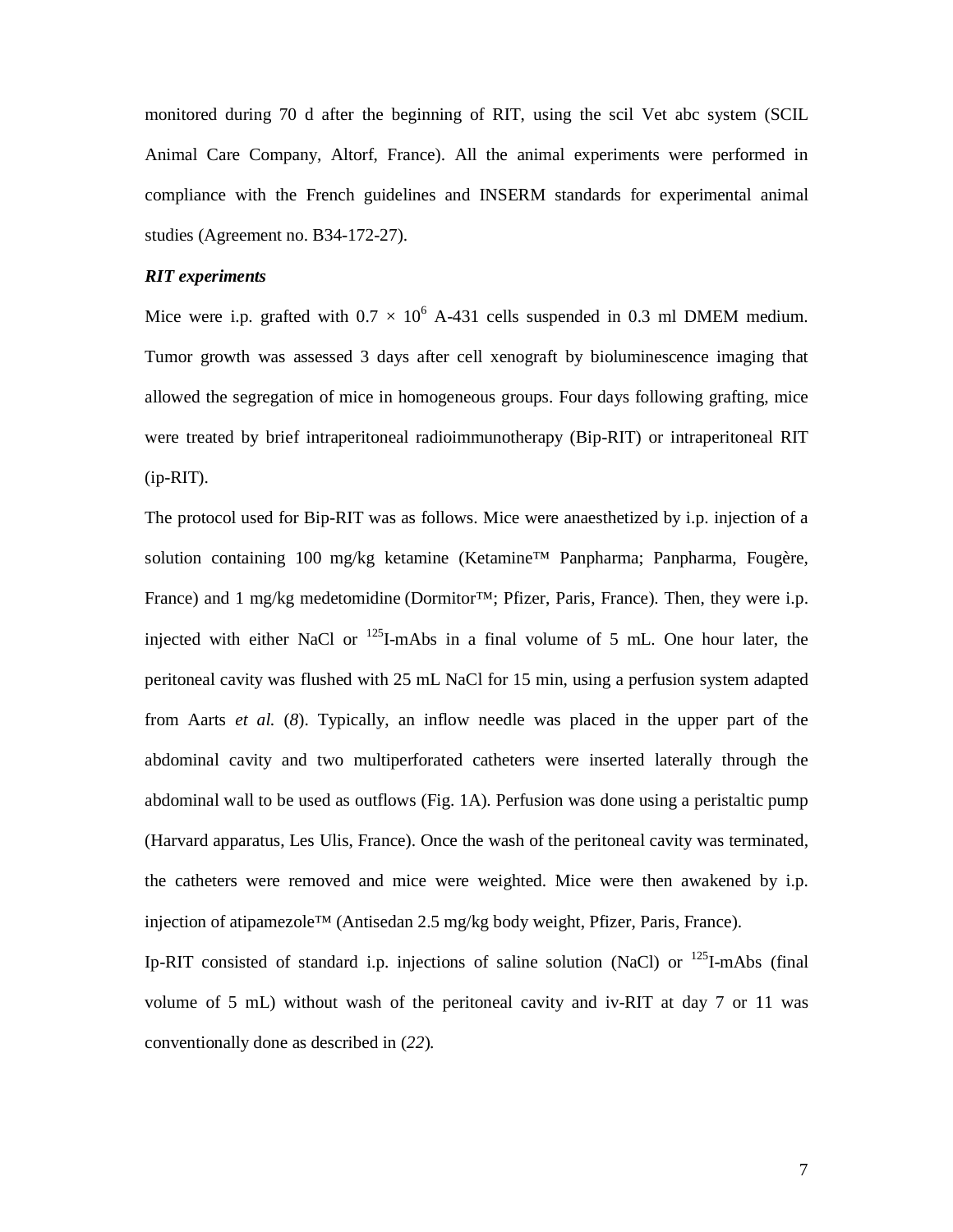monitored during 70 d after the beginning of RIT, using the scil Vet abc system (SCIL Animal Care Company, Altorf, France). All the animal experiments were performed in compliance with the French guidelines and INSERM standards for experimental animal studies (Agreement no. B34-172-27).

***RIT experiments***

Mice were i.p. grafted with $0.7 \times 10^6$ A-431 cells suspended in 0.3 ml DMEM medium. Tumor growth was assessed 3 days after cell xenograft by bioluminescence imaging that allowed the segregation of mice in homogeneous groups. Four days following grafting, mice were treated by brief intraperitoneal radioimmunotherapy (Bip-RIT) or intraperitoneal RIT (ip-RIT).

The protocol used for Bip-RIT was as follows. Mice were anaesthetized by i.p. injection of a solution containing 100 mg/kg ketamine (Ketamine™ Panpharma; Panpharma, Fougère, France) and 1 mg/kg medetomidine (Dormitor™; Pfizer, Paris, France). Then, they were i.p. injected with either NaCl or $^{125}$I-mAbs in a final volume of 5 mL. One hour later, the peritoneal cavity was flushed with 25 mL NaCl for 15 min, using a perfusion system adapted from Aarts *et al.* (*8*). Typically, an inflow needle was placed in the upper part of the abdominal cavity and two multiperforated catheters were inserted laterally through the abdominal wall to be used as outflows (Fig. 1A). Perfusion was done using a peristaltic pump (Harvard apparatus, Les Ulis, France). Once the wash of the peritoneal cavity was terminated, the catheters were removed and mice were weighted. Mice were then awakened by i.p. injection of atipamezole™ (Antisedan 2.5 mg/kg body weight, Pfizer, Paris, France).

Ip-RIT consisted of standard i.p. injections of saline solution (NaCl) or $^{125}$I-mAbs (final volume of 5 mL) without wash of the peritoneal cavity and iv-RIT at day 7 or 11 was conventionally done as described in (*22*).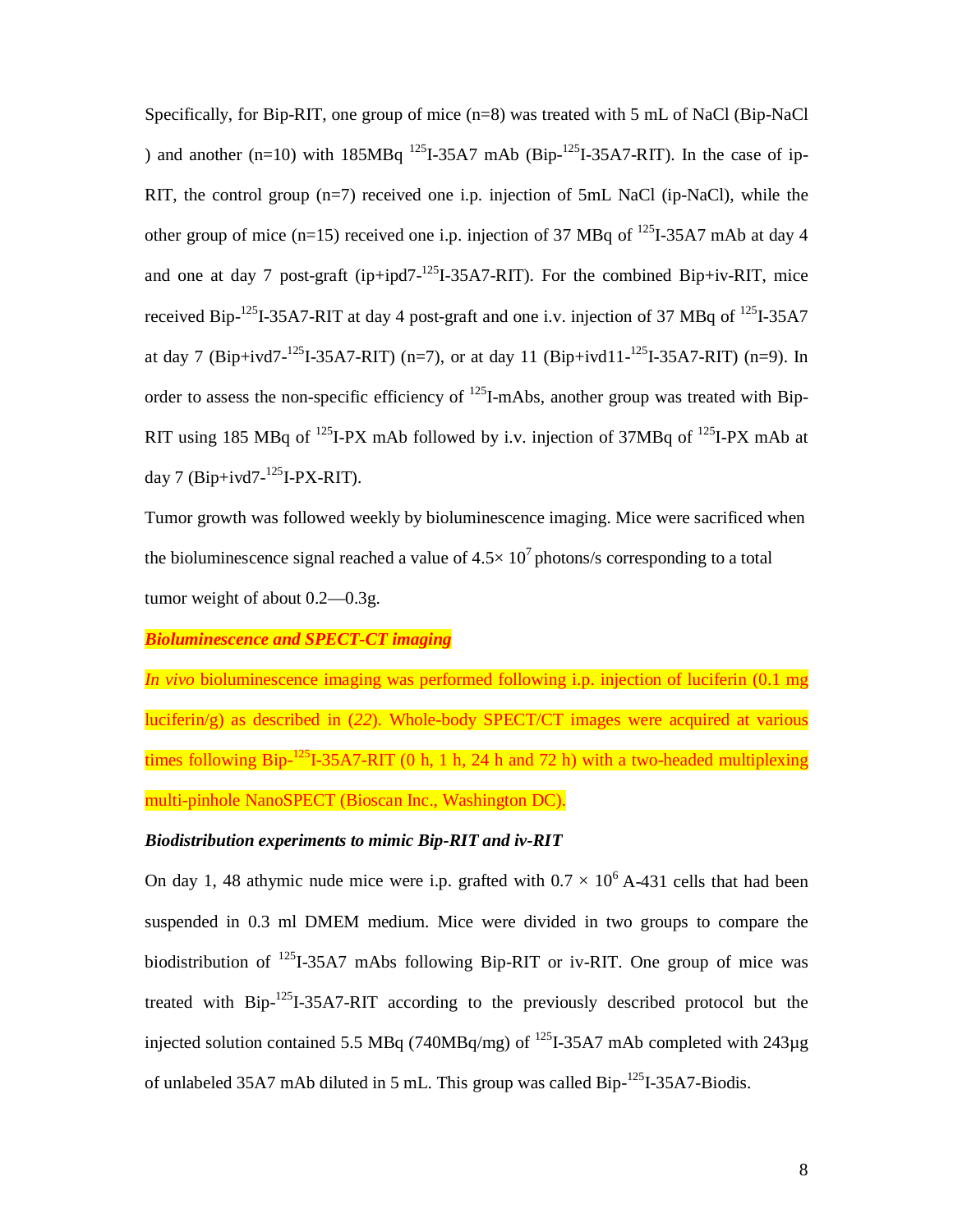Specifically, for Bip-RIT, one group of mice (n=8) was treated with 5 mL of NaCl (Bip-NaCl ) and another (n=10) with 185MBq $^{125}$I-35A7 mAb (Bip-$^{125}$I-35A7-RIT). In the case of ip-RIT, the control group (n=7) received one i.p. injection of 5mL NaCl (ip-NaCl), while the other group of mice (n=15) received one i.p. injection of 37 MBq of $^{125}$I-35A7 mAb at day 4 and one at day 7 post-graft (ip+ipd7-$^{125}$I-35A7-RIT). For the combined Bip+iv-RIT, mice received Bip-$^{125}$I-35A7-RIT at day 4 post-graft and one i.v. injection of 37 MBq of $^{125}$I-35A7 at day 7 (Bip+ivd7-$^{125}$I-35A7-RIT) (n=7), or at day 11 (Bip+ivd11-$^{125}$I-35A7-RIT) (n=9). In order to assess the non-specific efficiency of $^{125}$I-mAbs, another group was treated with Bip-RIT using 185 MBq of $^{125}$I-PX mAb followed by i.v. injection of 37MBq of $^{125}$I-PX mAb at day 7 (Bip+ivd7-$^{125}$I-PX-RIT).

Tumor growth was followed weekly by bioluminescence imaging. Mice were sacrificed when the bioluminescence signal reached a value of $4.5 \times 10^7$ photons/s corresponding to a total tumor weight of about 0.2—0.3g.

***Bioluminescence and SPECT-CT imaging***

*In vivo* bioluminescence imaging was performed following i.p. injection of luciferin (0.1 mg luciferin/g) as described in (*22*). Whole-body SPECT/CT images were acquired at various times following Bip-$^{125}$I-35A7-RIT (0 h, 1 h, 24 h and 72 h) with a two-headed multiplexing multi-pinhole NanoSPECT (Bioscan Inc., Washington DC).

***Biodistribution experiments to mimic Bip-RIT and iv-RIT***

On day 1, 48 athymic nude mice were i.p. grafted with $0.7 \times 10^6$ A-431 cells that had been suspended in 0.3 ml DMEM medium. Mice were divided in two groups to compare the biodistribution of $^{125}$I-35A7 mAbs following Bip-RIT or iv-RIT. One group of mice was treated with Bip-$^{125}$I-35A7-RIT according to the previously described protocol but the injected solution contained 5.5 MBq (740MBq/mg) of $^{125}$I-35A7 mAb completed with 243µg of unlabeled 35A7 mAb diluted in 5 mL. This group was called Bip-$^{125}$I-35A7-Biodis.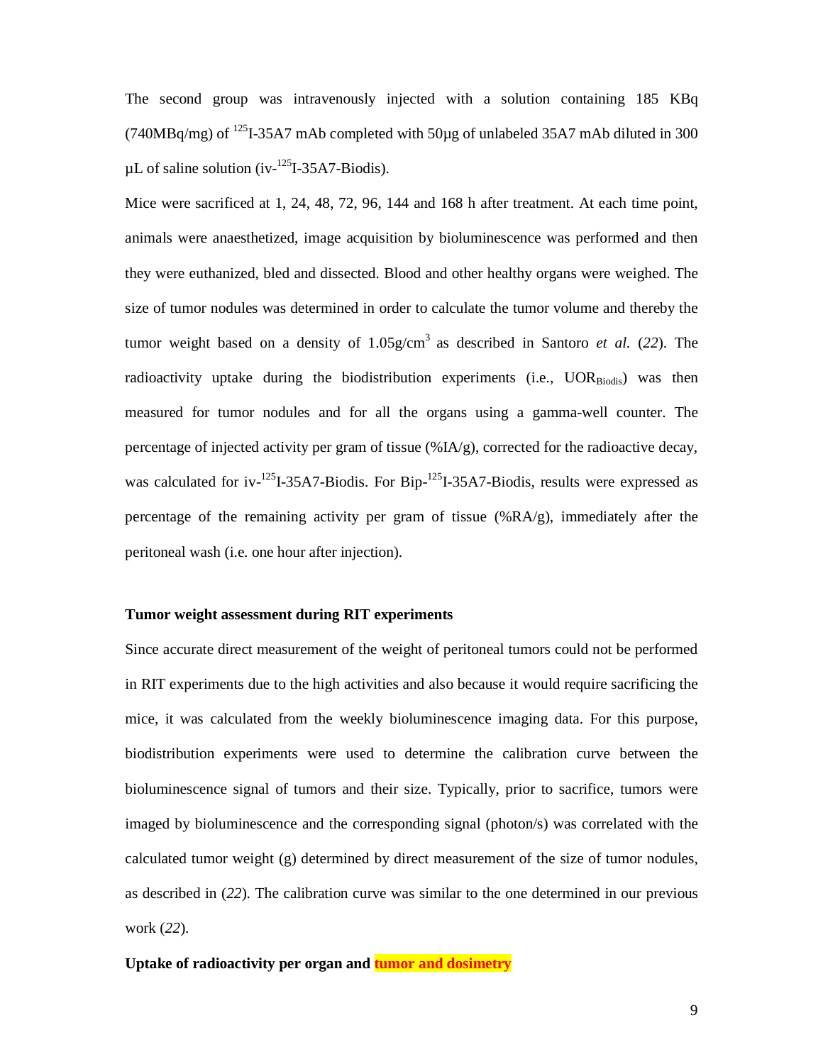The second group was intravenously injected with a solution containing 185 KBq (740MBq/mg) of $^{125}$I-35A7 mAb completed with 50µg of unlabeled 35A7 mAb diluted in 300 µL of saline solution (iv-$^{125}$I-35A7-Biodis).

Mice were sacrificed at 1, 24, 48, 72, 96, 144 and 168 h after treatment. At each time point, animals were anaesthetized, image acquisition by bioluminescence was performed and then they were euthanized, bled and dissected. Blood and other healthy organs were weighed. The size of tumor nodules was determined in order to calculate the tumor volume and thereby the tumor weight based on a density of 1.05g/cm$^3$ as described in Santoro *et al.* (*22*). The radioactivity uptake during the biodistribution experiments (i.e., $UOR_{Biodis}$) was then measured for tumor nodules and for all the organs using a gamma-well counter. The percentage of injected activity per gram of tissue (%IA/g), corrected for the radioactive decay, was calculated for iv-$^{125}$I-35A7-Biodis. For Bip-$^{125}$I-35A7-Biodis, results were expressed as percentage of the remaining activity per gram of tissue (%RA/g), immediately after the peritoneal wash (i.e. one hour after injection).

**Tumor weight assessment during RIT experiments**

Since accurate direct measurement of the weight of peritoneal tumors could not be performed in RIT experiments due to the high activities and also because it would require sacrificing the mice, it was calculated from the weekly bioluminescence imaging data. For this purpose, biodistribution experiments were used to determine the calibration curve between the bioluminescence signal of tumors and their size. Typically, prior to sacrifice, tumors were imaged by bioluminescence and the corresponding signal (photon/s) was correlated with the calculated tumor weight (g) determined by direct measurement of the size of tumor nodules, as described in (*22*). The calibration curve was similar to the one determined in our previous work (*22*).

**Uptake of radioactivity per organ and tumor and dosimetry**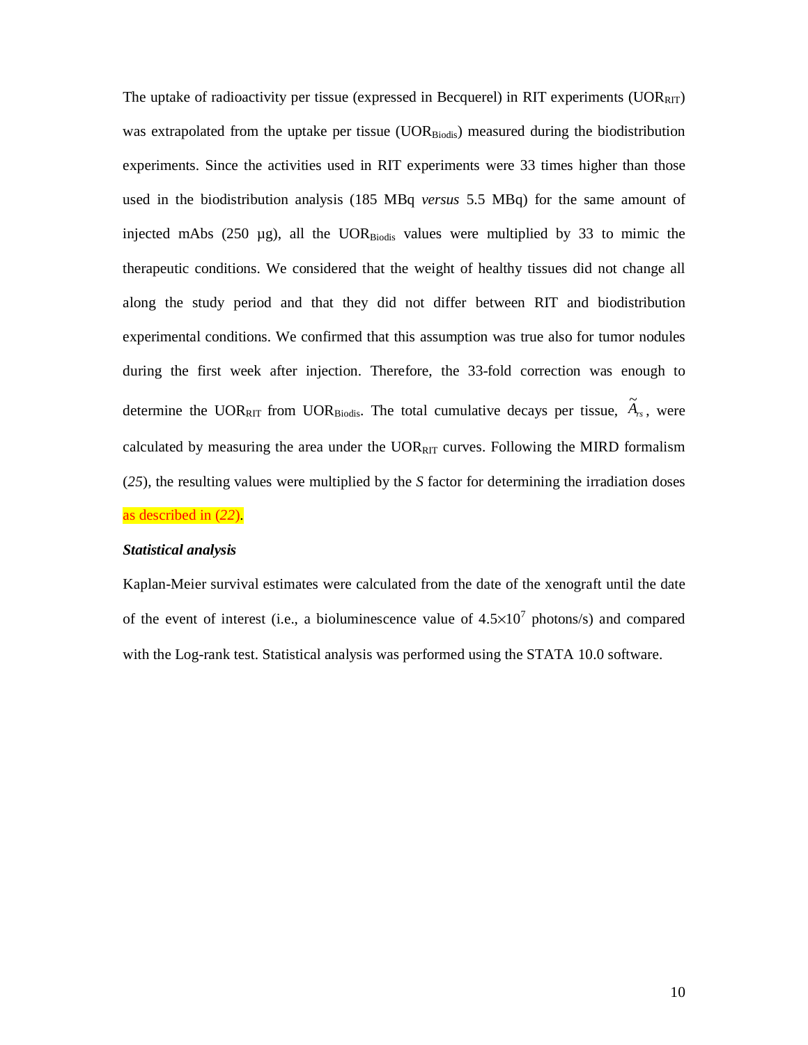The uptake of radioactivity per tissue (expressed in Becquerel) in RIT experiments ($UOR_{RIT}$) was extrapolated from the uptake per tissue ($UOR_{Biodis}$) measured during the biodistribution experiments. Since the activities used in RIT experiments were 33 times higher than those used in the biodistribution analysis (185 MBq *versus* 5.5 MBq) for the same amount of injected mAbs (250 µg), all the $UOR_{Biodis}$ values were multiplied by 33 to mimic the therapeutic conditions. We considered that the weight of healthy tissues did not change all along the study period and that they did not differ between RIT and biodistribution experimental conditions. We confirmed that this assumption was true also for tumor nodules during the first week after injection. Therefore, the 33-fold correction was enough to determine the $UOR_{RIT}$ from $UOR_{Biodis}$. The total cumulative decays per tissue, $\tilde{A}_{rs}$, were calculated by measuring the area under the $UOR_{RIT}$ curves. Following the MIRD formalism (*25*), the resulting values were multiplied by the *S* factor for determining the irradiation doses as described in (*22*).

***Statistical analysis***

Kaplan-Meier survival estimates were calculated from the date of the xenograft until the date of the event of interest (i.e., a bioluminescence value of $4.5\times10^7$ photons/s) and compared with the Log-rank test. Statistical analysis was performed using the STATA 10.0 software.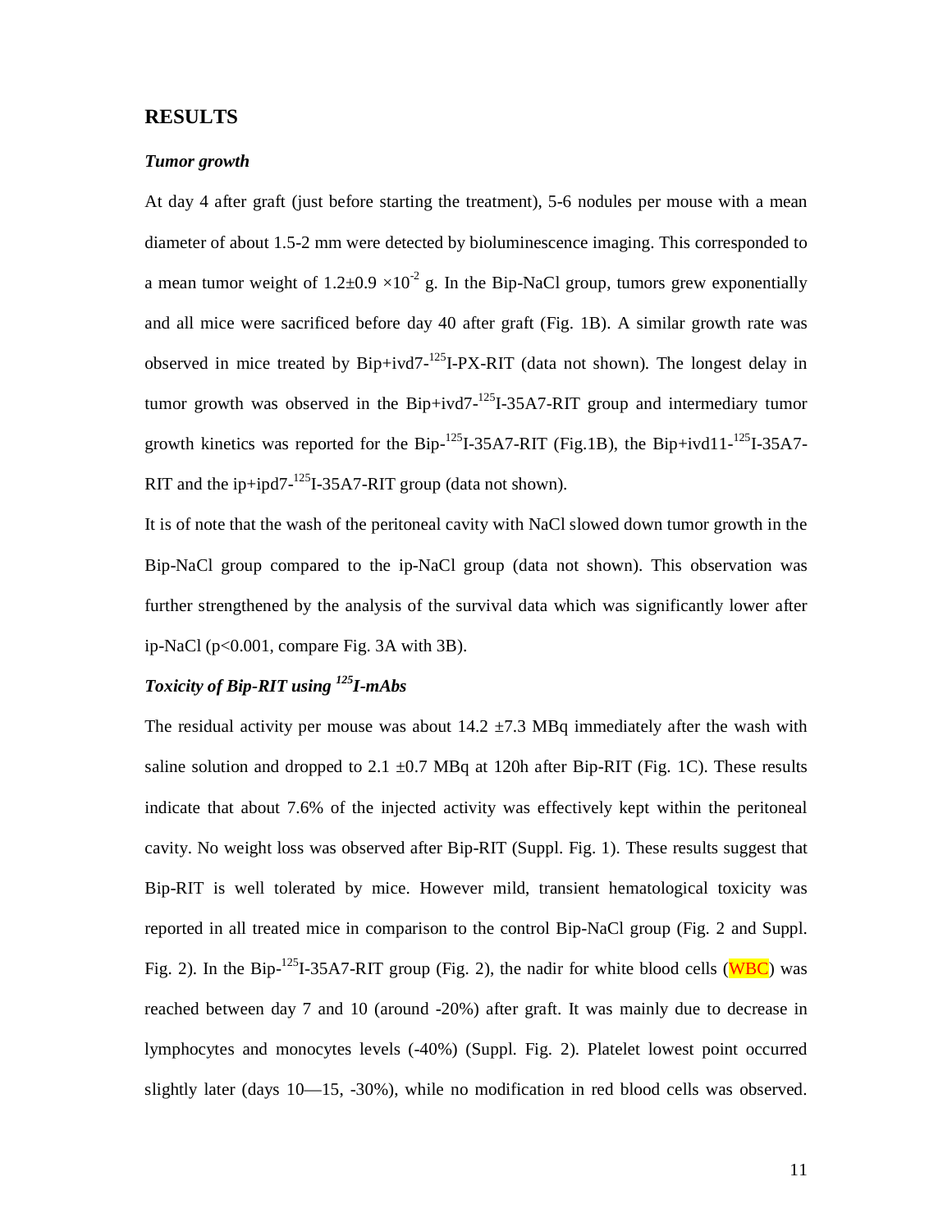## RESULTS

### *Tumor growth*

At day 4 after graft (just before starting the treatment), 5-6 nodules per mouse with a mean diameter of about 1.5-2 mm were detected by bioluminescence imaging. This corresponded to a mean tumor weight of $1.2 \pm 0.9 \times 10^{-2}$ g. In the Bip-NaCl group, tumors grew exponentially and all mice were sacrificed before day 40 after graft (Fig. 1B). A similar growth rate was observed in mice treated by Bip+ivd7-$^{125}$I-PX-RIT (data not shown). The longest delay in tumor growth was observed in the Bip+ivd7-$^{125}$I-35A7-RIT group and intermediary tumor growth kinetics was reported for the Bip-$^{125}$I-35A7-RIT (Fig.1B), the Bip+ivd11-$^{125}$I-35A7-RIT and the ip+ipd7-$^{125}$I-35A7-RIT group (data not shown).

It is of note that the wash of the peritoneal cavity with NaCl slowed down tumor growth in the Bip-NaCl group compared to the ip-NaCl group (data not shown). This observation was further strengthened by the analysis of the survival data which was significantly lower after ip-NaCl ($p<0.001$, compare Fig. 3A with 3B).

### *Toxicity of Bip-RIT using $^{125}$I-mAbs*

The residual activity per mouse was about $14.2 \pm 7.3$ MBq immediately after the wash with saline solution and dropped to $2.1 \pm 0.7$ MBq at 120h after Bip-RIT (Fig. 1C). These results indicate that about 7.6% of the injected activity was effectively kept within the peritoneal cavity. No weight loss was observed after Bip-RIT (Suppl. Fig. 1). These results suggest that Bip-RIT is well tolerated by mice. However mild, transient hematological toxicity was reported in all treated mice in comparison to the control Bip-NaCl group (Fig. 2 and Suppl. Fig. 2). In the Bip-$^{125}$I-35A7-RIT group (Fig. 2), the nadir for white blood cells (WBC) was reached between day 7 and 10 (around -20%) after graft. It was mainly due to decrease in lymphocytes and monocytes levels (-40%) (Suppl. Fig. 2). Platelet lowest point occurred slightly later (days 10—15, -30%), while no modification in red blood cells was observed.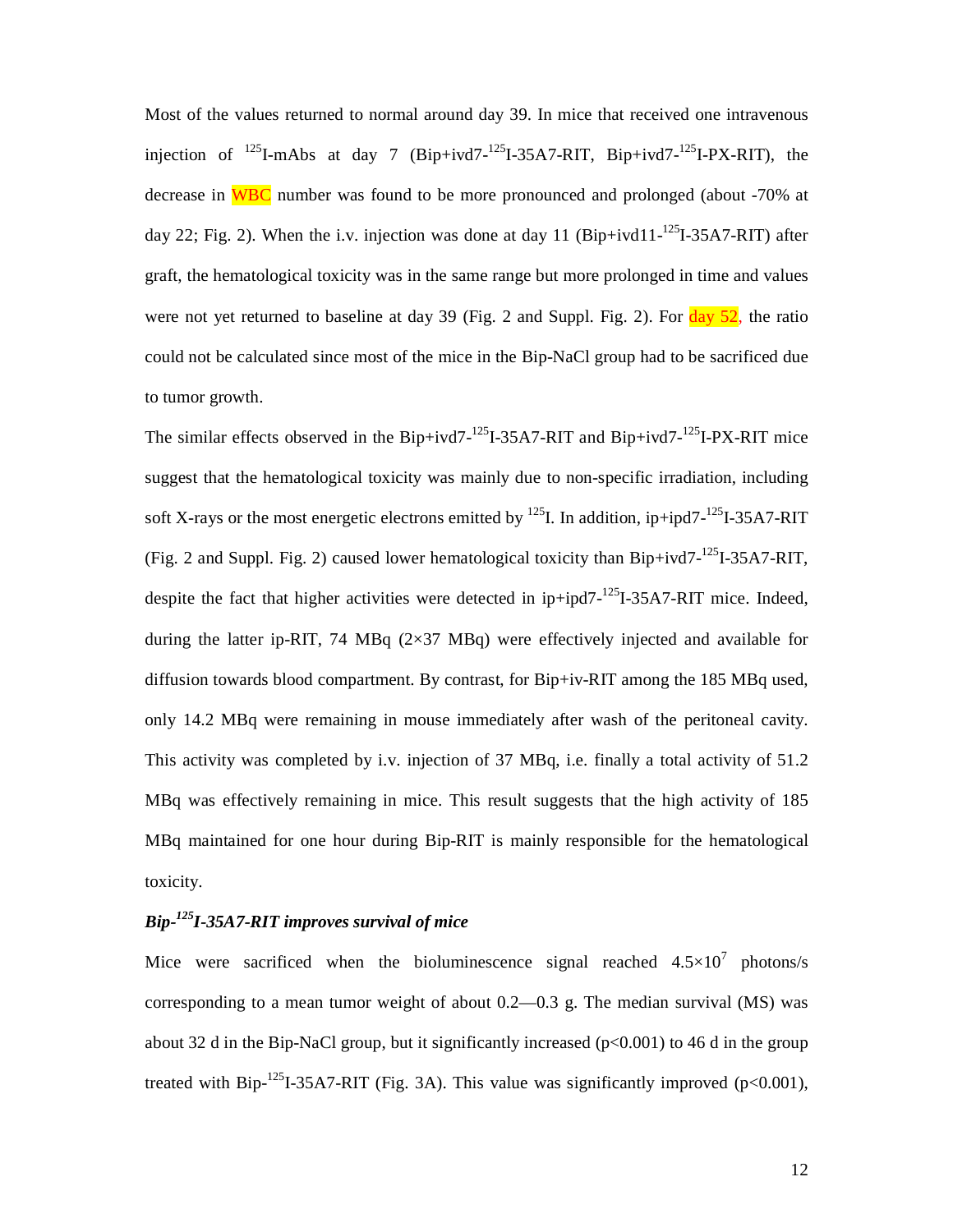Most of the values returned to normal around day 39. In mice that received one intravenous injection of $^{125}$I-mAbs at day 7 (Bip+ivd7-$^{125}$I-35A7-RIT, Bip+ivd7-$^{125}$I-PX-RIT), the decrease in WBC number was found to be more pronounced and prolonged (about -70% at day 22; Fig. 2). When the i.v. injection was done at day 11 (Bip+ivd11-$^{125}$I-35A7-RIT) after graft, the hematological toxicity was in the same range but more prolonged in time and values were not yet returned to baseline at day 39 (Fig. 2 and Suppl. Fig. 2). For day 52, the ratio could not be calculated since most of the mice in the Bip-NaCl group had to be sacrificed due to tumor growth.

The similar effects observed in the Bip+ivd7-$^{125}$I-35A7-RIT and Bip+ivd7-$^{125}$I-PX-RIT mice suggest that the hematological toxicity was mainly due to non-specific irradiation, including soft X-rays or the most energetic electrons emitted by $^{125}$I. In addition, ip+ipd7-$^{125}$I-35A7-RIT (Fig. 2 and Suppl. Fig. 2) caused lower hematological toxicity than Bip+ivd7-$^{125}$I-35A7-RIT, despite the fact that higher activities were detected in ip+ipd7-$^{125}$I-35A7-RIT mice. Indeed, during the latter ip-RIT, 74 MBq (2×37 MBq) were effectively injected and available for diffusion towards blood compartment. By contrast, for Bip+iv-RIT among the 185 MBq used, only 14.2 MBq were remaining in mouse immediately after wash of the peritoneal cavity. This activity was completed by i.v. injection of 37 MBq, i.e. finally a total activity of 51.2 MBq was effectively remaining in mice. This result suggests that the high activity of 185 MBq maintained for one hour during Bip-RIT is mainly responsible for the hematological toxicity.

### *Bip-$^{125}$I-35A7-RIT improves survival of mice*

Mice were sacrificed when the bioluminescence signal reached $4.5\times10^7$ photons/s corresponding to a mean tumor weight of about 0.2—0.3 g. The median survival (MS) was about 32 d in the Bip-NaCl group, but it significantly increased ($p<0.001$) to 46 d in the group treated with Bip-$^{125}$I-35A7-RIT (Fig. 3A). This value was significantly improved ($p<0.001$),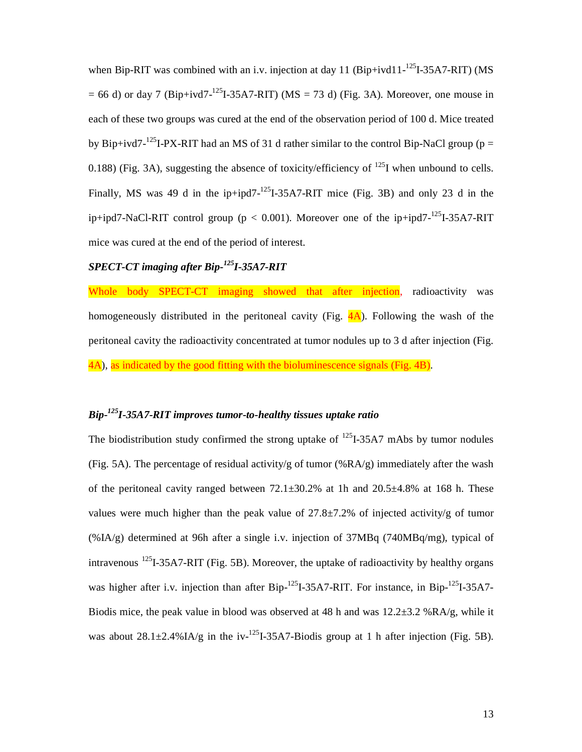when Bip-RIT was combined with an i.v. injection at day 11 (Bip+ivd11-$^{125}$I-35A7-RIT) (MS = 66 d) or day 7 (Bip+ivd7-$^{125}$I-35A7-RIT) (MS = 73 d) (Fig. 3A). Moreover, one mouse in each of these two groups was cured at the end of the observation period of 100 d. Mice treated by Bip+ivd7-$^{125}$I-PX-RIT had an MS of 31 d rather similar to the control Bip-NaCl group ($p = 0.188$) (Fig. 3A), suggesting the absence of toxicity/efficiency of $^{125}$I when unbound to cells. Finally, MS was 49 d in the ip+ipd7-$^{125}$I-35A7-RIT mice (Fig. 3B) and only 23 d in the ip+ipd7-NaCl-RIT control group ($p < 0.001$). Moreover one of the ip+ipd7-$^{125}$I-35A7-RIT mice was cured at the end of the period of interest.

### *SPECT-CT imaging after Bip-$^{125}$I-35A7-RIT*

Whole body SPECT-CT imaging showed that after injection, radioactivity was homogeneously distributed in the peritoneal cavity (Fig. 4A). Following the wash of the peritoneal cavity the radioactivity concentrated at tumor nodules up to 3 d after injection (Fig. 4A), as indicated by the good fitting with the bioluminescence signals (Fig. 4B).

### *Bip-$^{125}$I-35A7-RIT improves tumor-to-healthy tissues uptake ratio*

The biodistribution study confirmed the strong uptake of $^{125}$I-35A7 mAbs by tumor nodules (Fig. 5A). The percentage of residual activity/g of tumor (%RA/g) immediately after the wash of the peritoneal cavity ranged between 72.1±30.2% at 1h and 20.5±4.8% at 168 h. These values were much higher than the peak value of 27.8±7.2% of injected activity/g of tumor (%IA/g) determined at 96h after a single i.v. injection of 37MBq (740MBq/mg), typical of intravenous $^{125}$I-35A7-RIT (Fig. 5B). Moreover, the uptake of radioactivity by healthy organs was higher after i.v. injection than after Bip-$^{125}$I-35A7-RIT. For instance, in Bip-$^{125}$I-35A7-Biodis mice, the peak value in blood was observed at 48 h and was 12.2±3.2 %RA/g, while it was about 28.1±2.4%IA/g in the iv-$^{125}$I-35A7-Biodis group at 1 h after injection (Fig. 5B).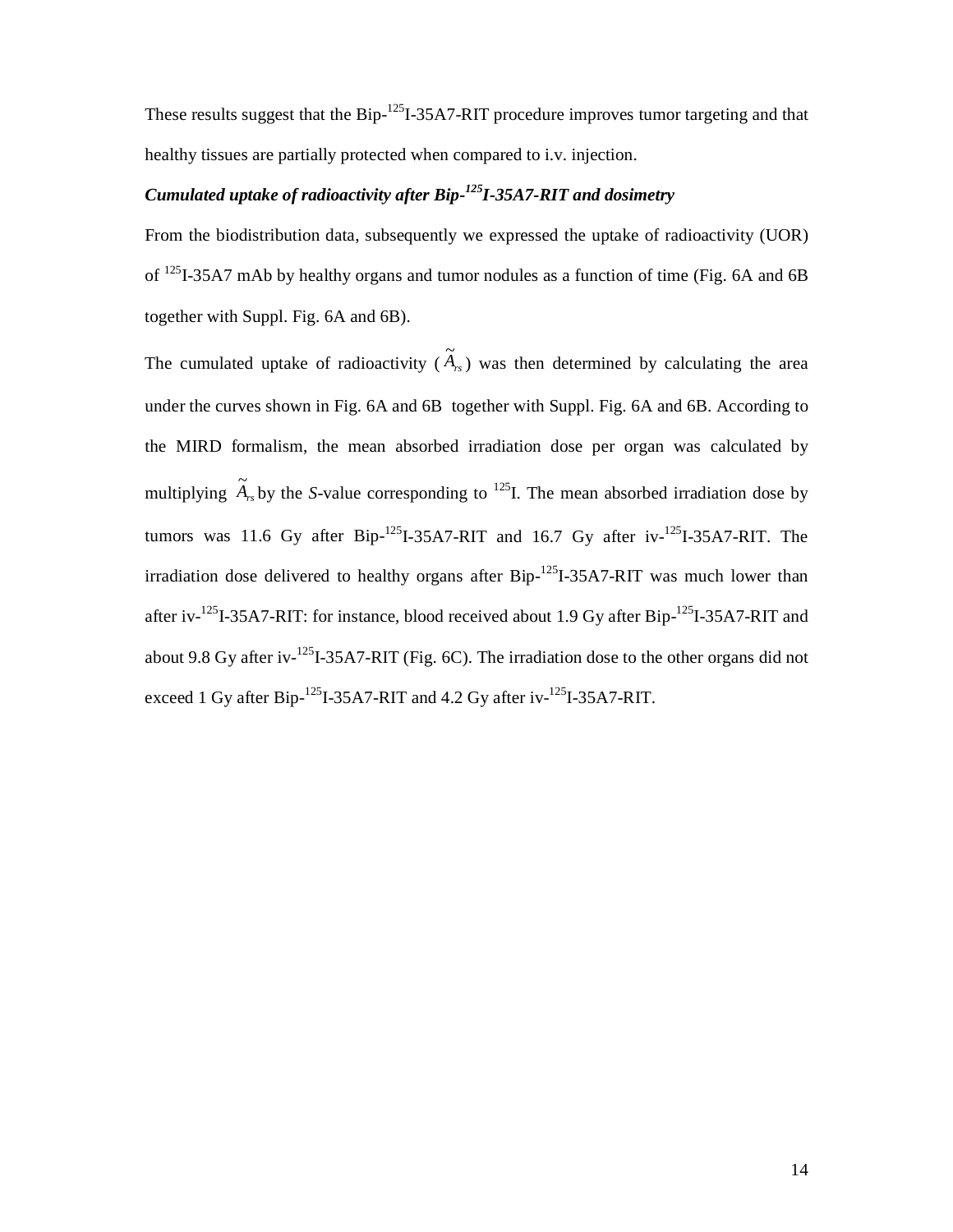These results suggest that the Bip-$^{125}$I-35A7-RIT procedure improves tumor targeting and that healthy tissues are partially protected when compared to i.v. injection.

### ***Cumulated uptake of radioactivity after Bip-$^{125}$I-35A7-RIT and dosimetry***

From the biodistribution data, subsequently we expressed the uptake of radioactivity (UOR) of $^{125}$I-35A7 mAb by healthy organs and tumor nodules as a function of time (Fig. 6A and 6B together with Suppl. Fig. 6A and 6B).

The cumulated uptake of radioactivity ($\tilde{A}_{rs}$) was then determined by calculating the area under the curves shown in Fig. 6A and 6B together with Suppl. Fig. 6A and 6B. According to the MIRD formalism, the mean absorbed irradiation dose per organ was calculated by multiplying $\tilde{A}_{rs}$ by the *S*-value corresponding to $^{125}$I. The mean absorbed irradiation dose by tumors was 11.6 Gy after Bip-$^{125}$I-35A7-RIT and 16.7 Gy after iv-$^{125}$I-35A7-RIT. The irradiation dose delivered to healthy organs after Bip-$^{125}$I-35A7-RIT was much lower than after iv-$^{125}$I-35A7-RIT: for instance, blood received about 1.9 Gy after Bip-$^{125}$I-35A7-RIT and about 9.8 Gy after iv-$^{125}$I-35A7-RIT (Fig. 6C). The irradiation dose to the other organs did not exceed 1 Gy after Bip-$^{125}$I-35A7-RIT and 4.2 Gy after iv-$^{125}$I-35A7-RIT.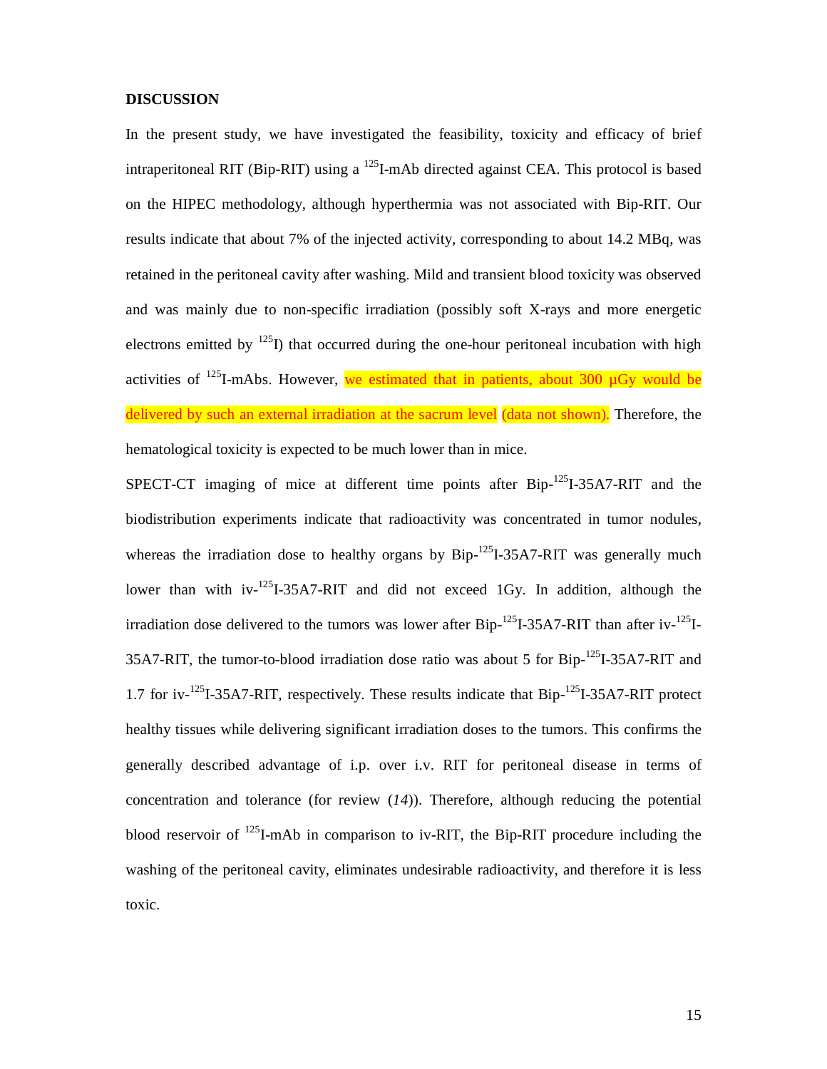## DISCUSSION

In the present study, we have investigated the feasibility, toxicity and efficacy of brief intraperitoneal RIT (Bip-RIT) using a $^{125}$I-mAb directed against CEA. This protocol is based on the HIPEC methodology, although hyperthermia was not associated with Bip-RIT. Our results indicate that about 7% of the injected activity, corresponding to about 14.2 MBq, was retained in the peritoneal cavity after washing. Mild and transient blood toxicity was observed and was mainly due to non-specific irradiation (possibly soft X-rays and more energetic electrons emitted by $^{125}$I) that occurred during the one-hour peritoneal incubation with high activities of $^{125}$I-mAbs. However, we estimated that in patients, about 300 µGy would be delivered by such an external irradiation at the sacrum level (data not shown). Therefore, the hematological toxicity is expected to be much lower than in mice.

SPECT-CT imaging of mice at different time points after Bip-$^{125}$I-35A7-RIT and the biodistribution experiments indicate that radioactivity was concentrated in tumor nodules, whereas the irradiation dose to healthy organs by Bip-$^{125}$I-35A7-RIT was generally much lower than with iv-$^{125}$I-35A7-RIT and did not exceed 1Gy. In addition, although the irradiation dose delivered to the tumors was lower after Bip-$^{125}$I-35A7-RIT than after iv-$^{125}$I-35A7-RIT, the tumor-to-blood irradiation dose ratio was about 5 for Bip-$^{125}$I-35A7-RIT and 1.7 for iv-$^{125}$I-35A7-RIT, respectively. These results indicate that Bip-$^{125}$I-35A7-RIT protect healthy tissues while delivering significant irradiation doses to the tumors. This confirms the generally described advantage of i.p. over i.v. RIT for peritoneal disease in terms of concentration and tolerance (for review (*14*)). Therefore, although reducing the potential blood reservoir of $^{125}$I-mAb in comparison to iv-RIT, the Bip-RIT procedure including the washing of the peritoneal cavity, eliminates undesirable radioactivity, and therefore it is less toxic.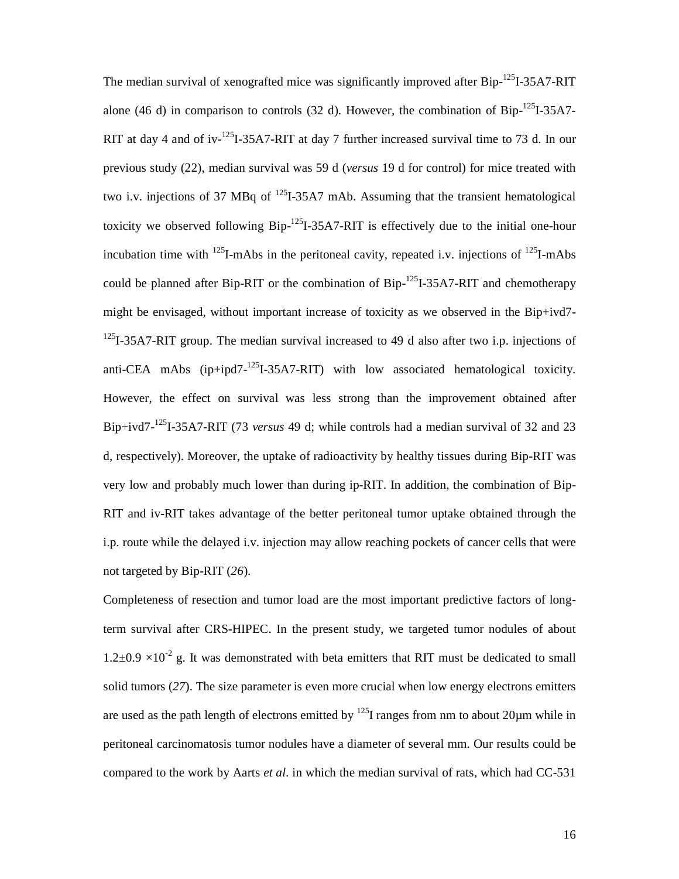The median survival of xenografted mice was significantly improved after Bip-$^{125}$I-35A7-RIT alone (46 d) in comparison to controls (32 d). However, the combination of Bip-$^{125}$I-35A7-RIT at day 4 and of iv-$^{125}$I-35A7-RIT at day 7 further increased survival time to 73 d. In our previous study (22), median survival was 59 d (*versus* 19 d for control) for mice treated with two i.v. injections of 37 MBq of $^{125}$I-35A7 mAb. Assuming that the transient hematological toxicity we observed following Bip-$^{125}$I-35A7-RIT is effectively due to the initial one-hour incubation time with $^{125}$I-mAbs in the peritoneal cavity, repeated i.v. injections of $^{125}$I-mAbs could be planned after Bip-RIT or the combination of Bip-$^{125}$I-35A7-RIT and chemotherapy might be envisaged, without important increase of toxicity as we observed in the Bip+ivd7-$^{125}$I-35A7-RIT group. The median survival increased to 49 d also after two i.p. injections of anti-CEA mAbs (ip+ipd7-$^{125}$I-35A7-RIT) with low associated hematological toxicity. However, the effect on survival was less strong than the improvement obtained after Bip+ivd7-$^{125}$I-35A7-RIT (73 *versus* 49 d; while controls had a median survival of 32 and 23 d, respectively). Moreover, the uptake of radioactivity by healthy tissues during Bip-RIT was very low and probably much lower than during ip-RIT. In addition, the combination of Bip-RIT and iv-RIT takes advantage of the better peritoneal tumor uptake obtained through the i.p. route while the delayed i.v. injection may allow reaching pockets of cancer cells that were not targeted by Bip-RIT (*26*).

Completeness of resection and tumor load are the most important predictive factors of long-term survival after CRS-HIPEC. In the present study, we targeted tumor nodules of about $1.2 \pm 0.9 \times 10^{-2}$ g. It was demonstrated with beta emitters that RIT must be dedicated to small solid tumors (*27*). The size parameter is even more crucial when low energy electrons emitters are used as the path length of electrons emitted by $^{125}$I ranges from nm to about 20µm while in peritoneal carcinomatosis tumor nodules have a diameter of several mm. Our results could be compared to the work by Aarts *et al.* in which the median survival of rats, which had CC-531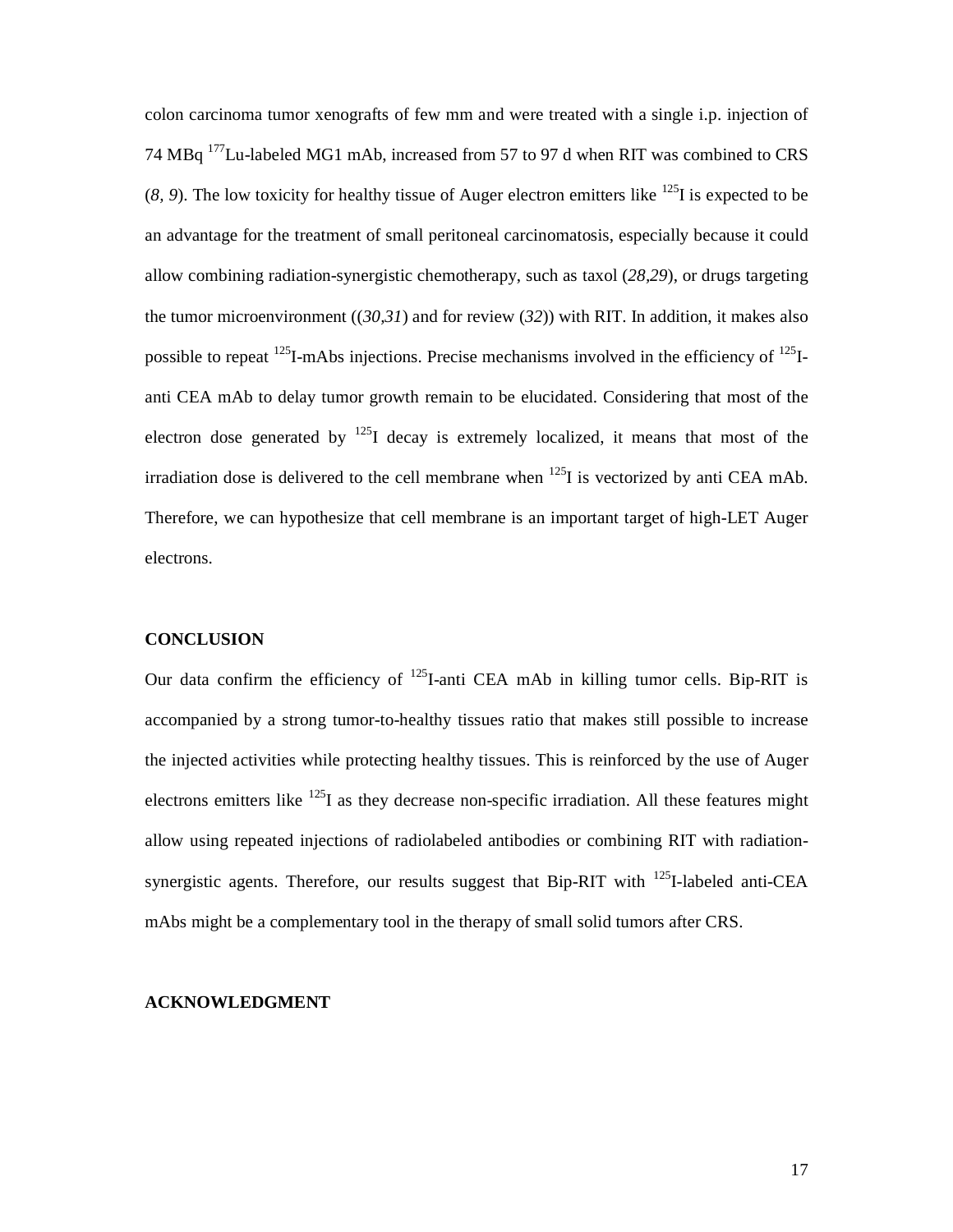colon carcinoma tumor xenografts of few mm and were treated with a single i.p. injection of 74 MBq $^{177}$Lu-labeled MG1 mAb, increased from 57 to 97 d when RIT was combined to CRS (*8, 9*). The low toxicity for healthy tissue of Auger electron emitters like $^{125}$I is expected to be an advantage for the treatment of small peritoneal carcinomatosis, especially because it could allow combining radiation-synergistic chemotherapy, such as taxol (*28*,*29*), or drugs targeting the tumor microenvironment ((*30*,*31*) and for review (*32*)) with RIT. In addition, it makes also possible to repeat $^{125}$I-mAbs injections. Precise mechanisms involved in the efficiency of $^{125}$I-anti CEA mAb to delay tumor growth remain to be elucidated. Considering that most of the electron dose generated by $^{125}$I decay is extremely localized, it means that most of the irradiation dose is delivered to the cell membrane when $^{125}$I is vectorized by anti CEA mAb. Therefore, we can hypothesize that cell membrane is an important target of high-LET Auger electrons.

**CONCLUSION**

Our data confirm the efficiency of $^{125}$I-anti CEA mAb in killing tumor cells. Bip-RIT is accompanied by a strong tumor-to-healthy tissues ratio that makes still possible to increase the injected activities while protecting healthy tissues. This is reinforced by the use of Auger electrons emitters like $^{125}$I as they decrease non-specific irradiation. All these features might allow using repeated injections of radiolabeled antibodies or combining RIT with radiation-synergistic agents. Therefore, our results suggest that Bip-RIT with $^{125}$I-labeled anti-CEA mAbs might be a complementary tool in the therapy of small solid tumors after CRS.

**ACKNOWLEDGMENT**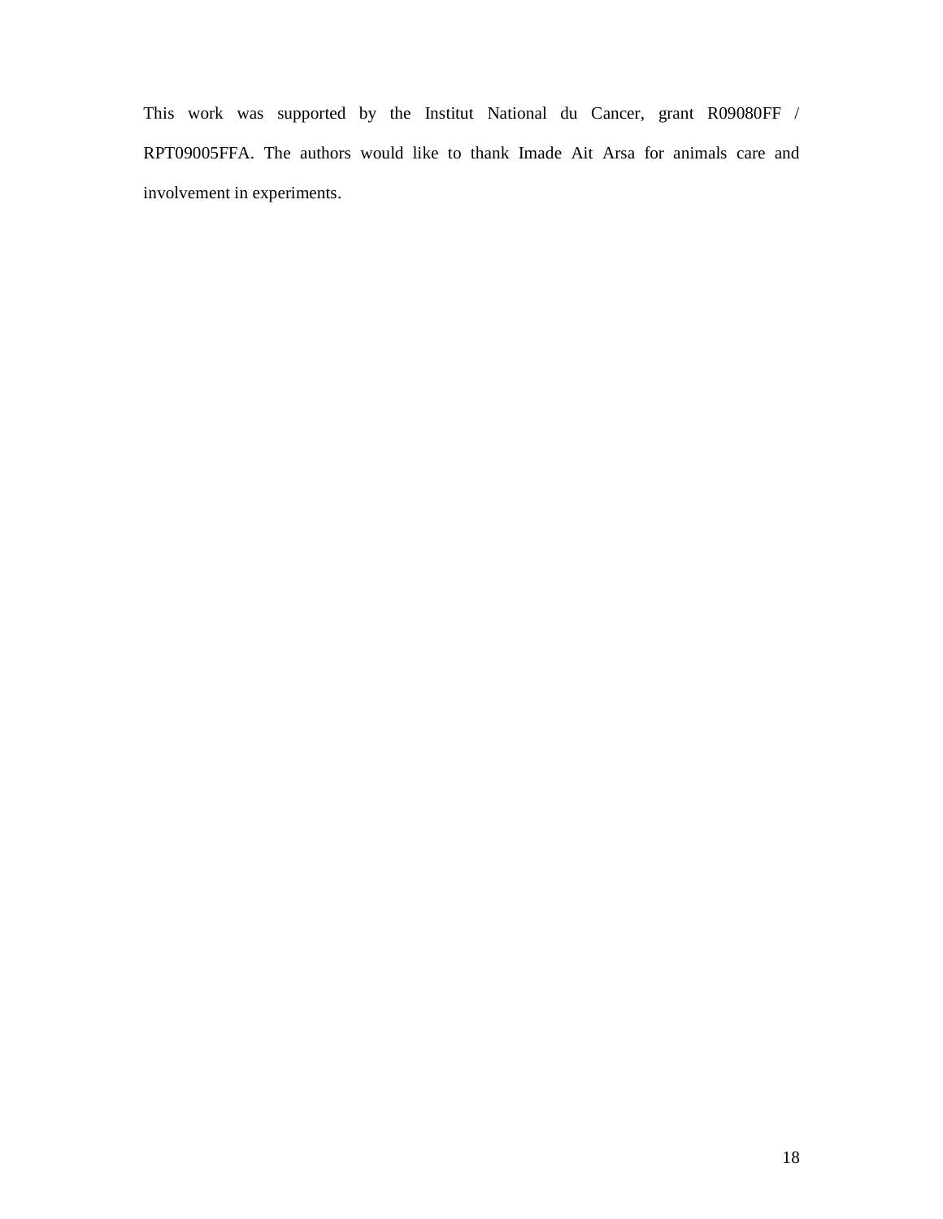This work was supported by the Institut National du Cancer, grant R09080FF / RPT09005FFA. The authors would like to thank Imade Ait Arsa for animals care and involvement in experiments.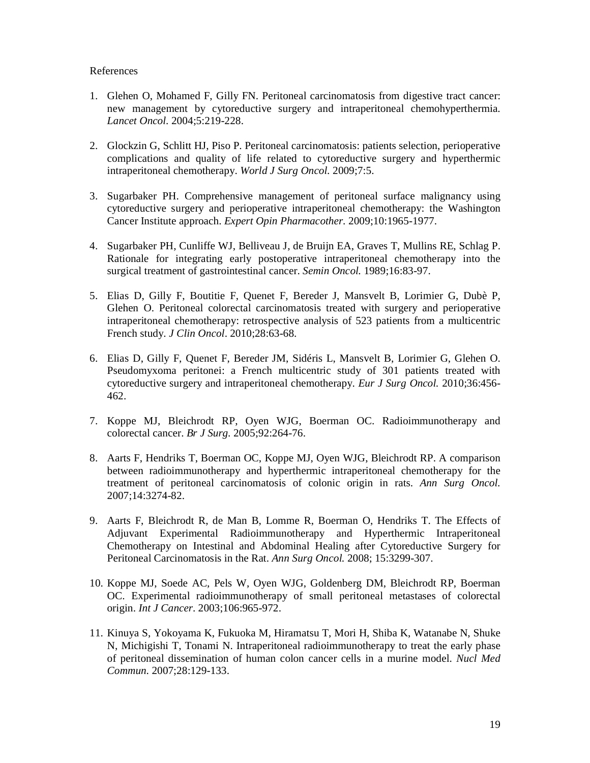References

1. Glehen O, Mohamed F, Gilly FN. Peritoneal carcinomatosis from digestive tract cancer: new management by cytoreductive surgery and intraperitoneal chemohyperthermia. *Lancet Oncol*. 2004;5:219-228.

2. Glockzin G, Schlitt HJ, Piso P. Peritoneal carcinomatosis: patients selection, perioperative complications and quality of life related to cytoreductive surgery and hyperthermic intraperitoneal chemotherapy. *World J Surg Oncol.* 2009;7:5.

3. Sugarbaker PH. Comprehensive management of peritoneal surface malignancy using cytoreductive surgery and perioperative intraperitoneal chemotherapy: the Washington Cancer Institute approach. *Expert Opin Pharmacother.* 2009;10:1965-1977.

4. Sugarbaker PH, Cunliffe WJ, Belliveau J, de Bruijn EA, Graves T, Mullins RE, Schlag P. Rationale for integrating early postoperative intraperitoneal chemotherapy into the surgical treatment of gastrointestinal cancer. *Semin Oncol.* 1989;16:83-97.

5. Elias D, Gilly F, Boutitie F, Quenet F, Bereder J, Mansvelt B, Lorimier G, Dubè P, Glehen O. Peritoneal colorectal carcinomatosis treated with surgery and perioperative intraperitoneal chemotherapy: retrospective analysis of 523 patients from a multicentric French study. *J Clin Oncol*. 2010;28:63-68.

6. Elias D, Gilly F, Quenet F, Bereder JM, Sidéris L, Mansvelt B, Lorimier G, Glehen O. Pseudomyxoma peritonei: a French multicentric study of 301 patients treated with cytoreductive surgery and intraperitoneal chemotherapy. *Eur J Surg Oncol.* 2010;36:456-462.

7. Koppe MJ, Bleichrodt RP, Oyen WJG, Boerman OC. Radioimmunotherapy and colorectal cancer. *Br J Surg*. 2005;92:264-76.

8. Aarts F, Hendriks T, Boerman OC, Koppe MJ, Oyen WJG, Bleichrodt RP. A comparison between radioimmunotherapy and hyperthermic intraperitoneal chemotherapy for the treatment of peritoneal carcinomatosis of colonic origin in rats. *Ann Surg Oncol.* 2007;14:3274-82.

9. Aarts F, Bleichrodt R, de Man B, Lomme R, Boerman O, Hendriks T. The Effects of Adjuvant Experimental Radioimmunotherapy and Hyperthermic Intraperitoneal Chemotherapy on Intestinal and Abdominal Healing after Cytoreductive Surgery for Peritoneal Carcinomatosis in the Rat. *Ann Surg Oncol.* 2008; 15:3299-307.

10. Koppe MJ, Soede AC, Pels W, Oyen WJG, Goldenberg DM, Bleichrodt RP, Boerman OC. Experimental radioimmunotherapy of small peritoneal metastases of colorectal origin. *Int J Cancer*. 2003;106:965-972.

11. Kinuya S, Yokoyama K, Fukuoka M, Hiramatsu T, Mori H, Shiba K, Watanabe N, Shuke N, Michigishi T, Tonami N. Intraperitoneal radioimmunotherapy to treat the early phase of peritoneal dissemination of human colon cancer cells in a murine model. *Nucl Med Commun*. 2007;28:129-133.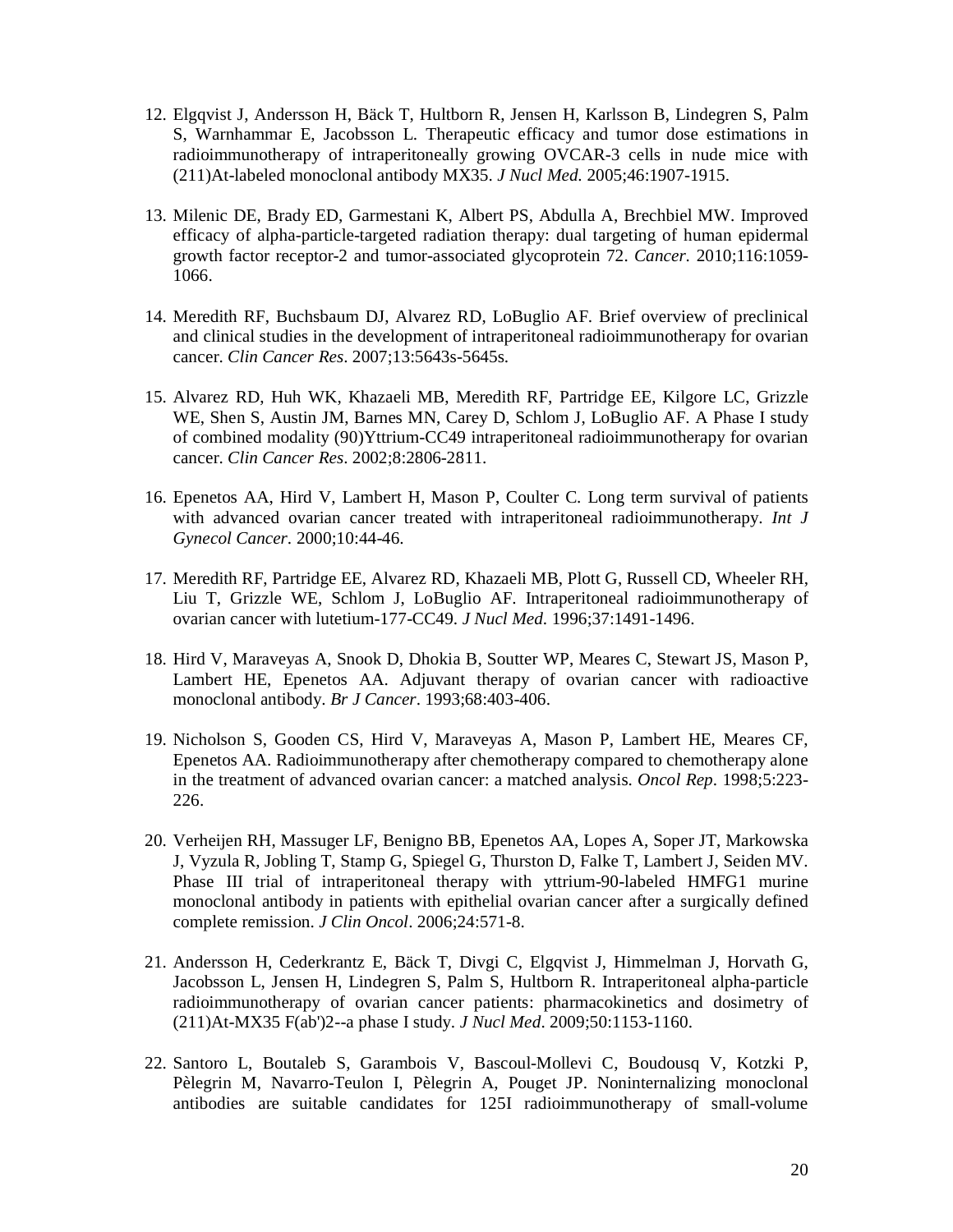12. Elgqvist J, Andersson H, Bäck T, Hultborn R, Jensen H, Karlsson B, Lindegren S, Palm S, Warnhammar E, Jacobsson L. Therapeutic efficacy and tumor dose estimations in radioimmunotherapy of intraperitoneally growing OVCAR-3 cells in nude mice with (211)At-labeled monoclonal antibody MX35. *J Nucl Med.* 2005;46:1907-1915.

13. Milenic DE, Brady ED, Garmestani K, Albert PS, Abdulla A, Brechbiel MW. Improved efficacy of alpha-particle-targeted radiation therapy: dual targeting of human epidermal growth factor receptor-2 and tumor-associated glycoprotein 72. *Cancer.* 2010;116:1059-1066.

14. Meredith RF, Buchsbaum DJ, Alvarez RD, LoBuglio AF. Brief overview of preclinical and clinical studies in the development of intraperitoneal radioimmunotherapy for ovarian cancer. *Clin Cancer Res*. 2007;13:5643s-5645s.

15. Alvarez RD, Huh WK, Khazaeli MB, Meredith RF, Partridge EE, Kilgore LC, Grizzle WE, Shen S, Austin JM, Barnes MN, Carey D, Schlom J, LoBuglio AF. A Phase I study of combined modality (90)Yttrium-CC49 intraperitoneal radioimmunotherapy for ovarian cancer. *Clin Cancer Res*. 2002;8:2806-2811.

16. Epenetos AA, Hird V, Lambert H, Mason P, Coulter C. Long term survival of patients with advanced ovarian cancer treated with intraperitoneal radioimmunotherapy. *Int J Gynecol Cancer*. 2000;10:44-46.

17. Meredith RF, Partridge EE, Alvarez RD, Khazaeli MB, Plott G, Russell CD, Wheeler RH, Liu T, Grizzle WE, Schlom J, LoBuglio AF. Intraperitoneal radioimmunotherapy of ovarian cancer with lutetium-177-CC49. *J Nucl Med*. 1996;37:1491-1496.

18. Hird V, Maraveyas A, Snook D, Dhokia B, Soutter WP, Meares C, Stewart JS, Mason P, Lambert HE, Epenetos AA. Adjuvant therapy of ovarian cancer with radioactive monoclonal antibody. *Br J Cancer*. 1993;68:403-406.

19. Nicholson S, Gooden CS, Hird V, Maraveyas A, Mason P, Lambert HE, Meares CF, Epenetos AA. Radioimmunotherapy after chemotherapy compared to chemotherapy alone in the treatment of advanced ovarian cancer: a matched analysis. *Oncol Rep*. 1998;5:223-226.

20. Verheijen RH, Massuger LF, Benigno BB, Epenetos AA, Lopes A, Soper JT, Markowska J, Vyzula R, Jobling T, Stamp G, Spiegel G, Thurston D, Falke T, Lambert J, Seiden MV. Phase III trial of intraperitoneal therapy with yttrium-90-labeled HMFG1 murine monoclonal antibody in patients with epithelial ovarian cancer after a surgically defined complete remission. *J Clin Oncol*. 2006;24:571-8.

21. Andersson H, Cederkrantz E, Bäck T, Divgi C, Elgqvist J, Himmelman J, Horvath G, Jacobsson L, Jensen H, Lindegren S, Palm S, Hultborn R. Intraperitoneal alpha-particle radioimmunotherapy of ovarian cancer patients: pharmacokinetics and dosimetry of (211)At-MX35 F(ab')2--a phase I study. *J Nucl Med*. 2009;50:1153-1160.

22. Santoro L, Boutaleb S, Garambois V, Bascoul-Mollevi C, Boudousq V, Kotzki P, Pèlegrin M, Navarro-Teulon I, Pèlegrin A, Pouget JP. Noninternalizing monoclonal antibodies are suitable candidates for 125I radioimmunotherapy of small-volume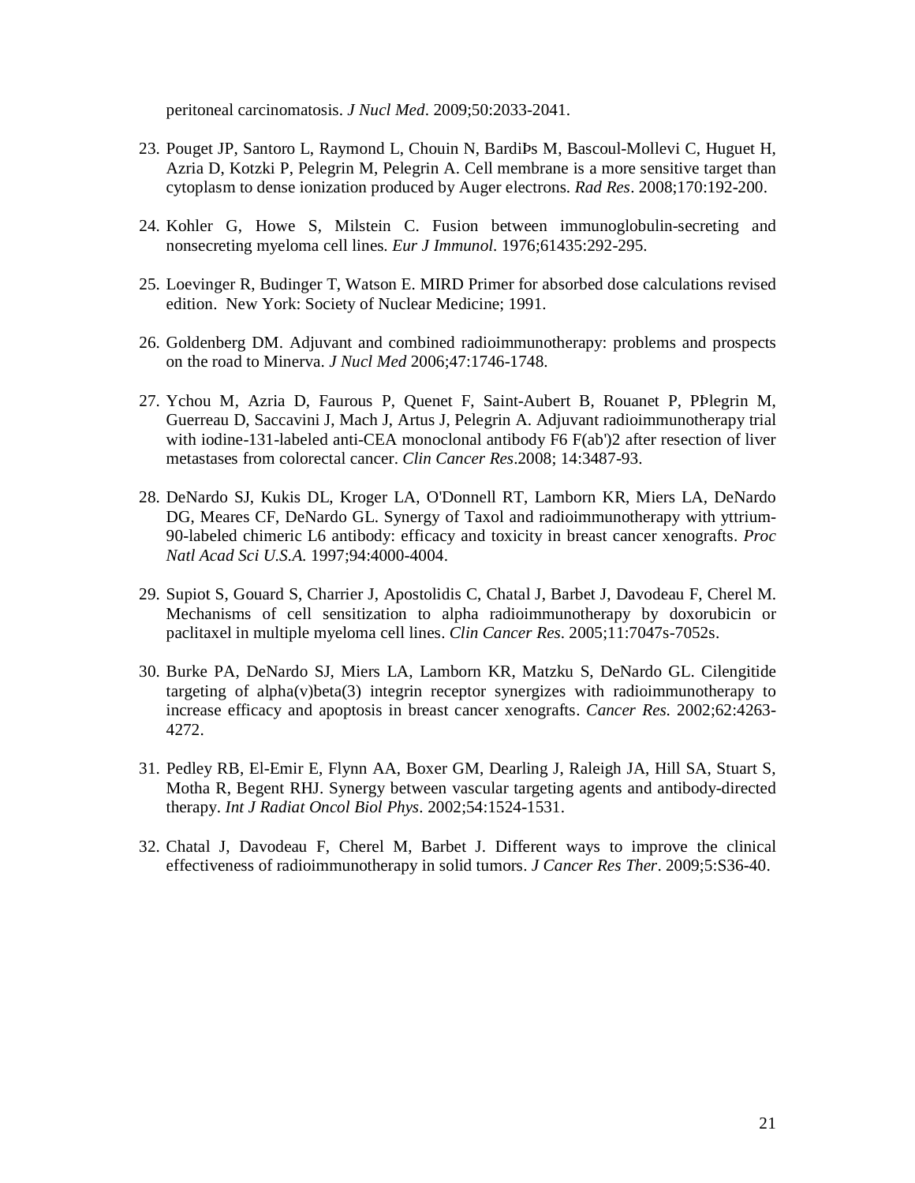peritoneal carcinomatosis. *J Nucl Med*. 2009;50:2033-2041.

23. Pouget JP, Santoro L, Raymond L, Chouin N, BardiÞs M, Bascoul-Mollevi C, Huguet H, Azria D, Kotzki P, Pelegrin M, Pelegrin A. Cell membrane is a more sensitive target than cytoplasm to dense ionization produced by Auger electrons. *Rad Res*. 2008;170:192-200.

24. Kohler G, Howe S, Milstein C. Fusion between immunoglobulin-secreting and nonsecreting myeloma cell lines. *Eur J Immunol*. 1976;61435:292-295.

25. Loevinger R, Budinger T, Watson E. MIRD Primer for absorbed dose calculations revised edition. New York: Society of Nuclear Medicine; 1991.

26. Goldenberg DM. Adjuvant and combined radioimmunotherapy: problems and prospects on the road to Minerva. *J Nucl Med* 2006;47:1746-1748.

27. Ychou M, Azria D, Faurous P, Quenet F, Saint-Aubert B, Rouanet P, PÞlegrin M, Guerreau D, Saccavini J, Mach J, Artus J, Pelegrin A. Adjuvant radioimmunotherapy trial with iodine-131-labeled anti-CEA monoclonal antibody F6 F(ab')2 after resection of liver metastases from colorectal cancer. *Clin Cancer Res*.2008; 14:3487-93.

28. DeNardo SJ, Kukis DL, Kroger LA, O'Donnell RT, Lamborn KR, Miers LA, DeNardo DG, Meares CF, DeNardo GL. Synergy of Taxol and radioimmunotherapy with yttrium-90-labeled chimeric L6 antibody: efficacy and toxicity in breast cancer xenografts. *Proc Natl Acad Sci U.S.A.* 1997;94:4000-4004.

29. Supiot S, Gouard S, Charrier J, Apostolidis C, Chatal J, Barbet J, Davodeau F, Cherel M. Mechanisms of cell sensitization to alpha radioimmunotherapy by doxorubicin or paclitaxel in multiple myeloma cell lines. *Clin Cancer Res*. 2005;11:7047s-7052s.

30. Burke PA, DeNardo SJ, Miers LA, Lamborn KR, Matzku S, DeNardo GL. Cilengitide targeting of alpha(v)beta(3) integrin receptor synergizes with radioimmunotherapy to increase efficacy and apoptosis in breast cancer xenografts. *Cancer Res.* 2002;62:4263-4272.

31. Pedley RB, El-Emir E, Flynn AA, Boxer GM, Dearling J, Raleigh JA, Hill SA, Stuart S, Motha R, Begent RHJ. Synergy between vascular targeting agents and antibody-directed therapy. *Int J Radiat Oncol Biol Phys*. 2002;54:1524-1531.

32. Chatal J, Davodeau F, Cherel M, Barbet J. Different ways to improve the clinical effectiveness of radioimmunotherapy in solid tumors. *J Cancer Res Ther*. 2009;5:S36-40.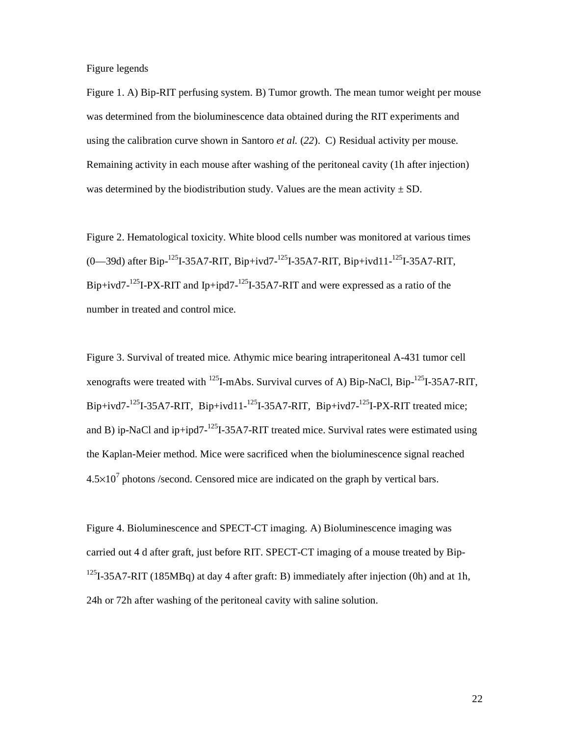Figure legends

Figure 1. A) Bip-RIT perfusing system. B) Tumor growth. The mean tumor weight per mouse was determined from the bioluminescence data obtained during the RIT experiments and using the calibration curve shown in Santoro *et al.* (*22*). C) Residual activity per mouse. Remaining activity in each mouse after washing of the peritoneal cavity (1h after injection) was determined by the biodistribution study. Values are the mean activity ± SD.

Figure 2. Hematological toxicity. White blood cells number was monitored at various times (0—39d) after Bip-$^{125}$I-35A7-RIT, Bip+ivd7-$^{125}$I-35A7-RIT, Bip+ivd11-$^{125}$I-35A7-RIT, Bip+ivd7-$^{125}$I-PX-RIT and Ip+ipd7-$^{125}$I-35A7-RIT and were expressed as a ratio of the number in treated and control mice.

Figure 3. Survival of treated mice. Athymic mice bearing intraperitoneal A-431 tumor cell xenografts were treated with $^{125}$I-mAbs. Survival curves of A) Bip-NaCl, Bip-$^{125}$I-35A7-RIT, Bip+ivd7-$^{125}$I-35A7-RIT, Bip+ivd11-$^{125}$I-35A7-RIT, Bip+ivd7-$^{125}$I-PX-RIT treated mice; and B) ip-NaCl and ip+ipd7-$^{125}$I-35A7-RIT treated mice. Survival rates were estimated using the Kaplan-Meier method. Mice were sacrificed when the bioluminescence signal reached $4.5 \times 10^7$ photons /second. Censored mice are indicated on the graph by vertical bars.

Figure 4. Bioluminescence and SPECT-CT imaging. A) Bioluminescence imaging was carried out 4 d after graft, just before RIT. SPECT-CT imaging of a mouse treated by Bip-$^{125}$I-35A7-RIT (185MBq) at day 4 after graft: B) immediately after injection (0h) and at 1h, 24h or 72h after washing of the peritoneal cavity with saline solution.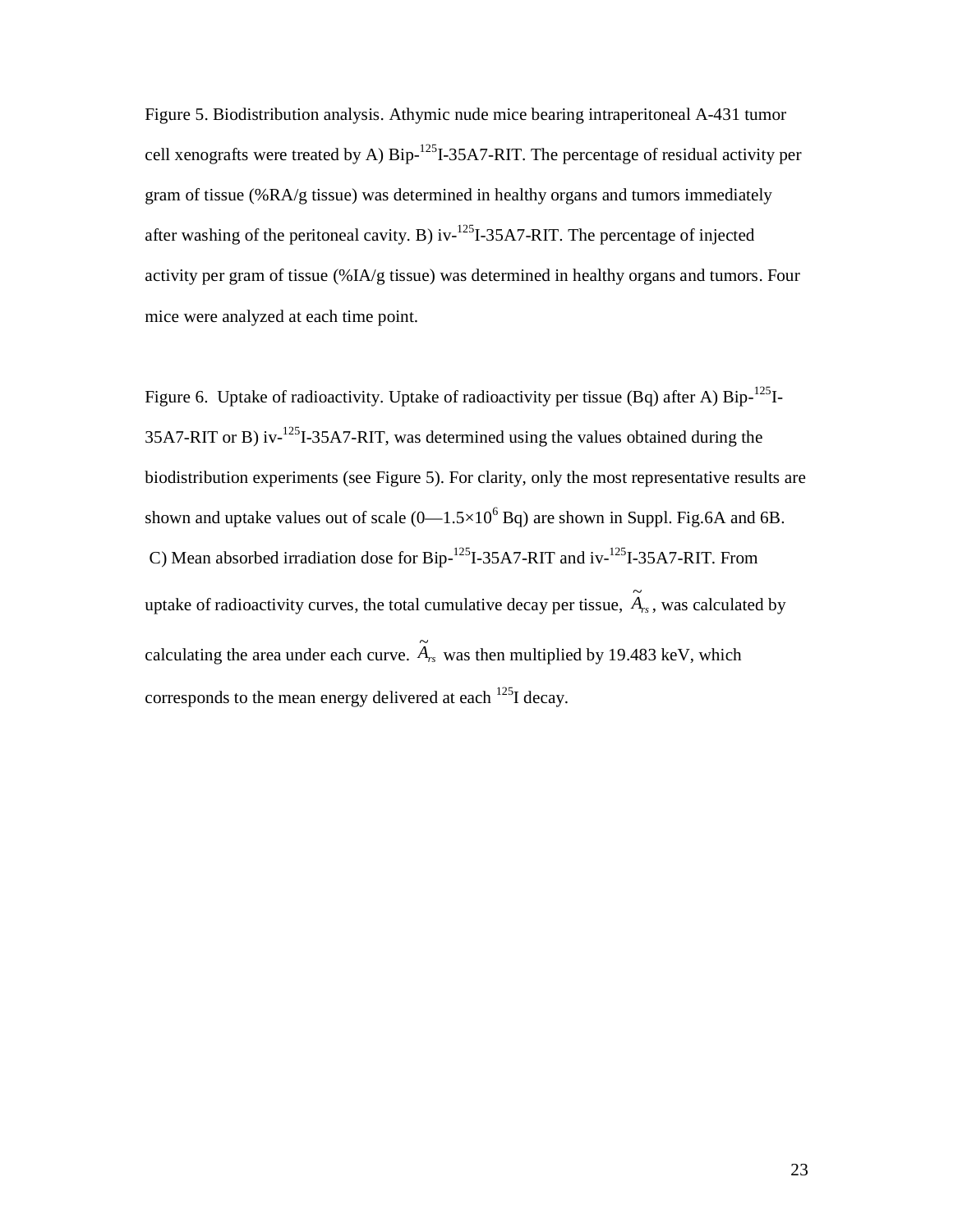Figure 5. Biodistribution analysis. Athymic nude mice bearing intraperitoneal A-431 tumor cell xenografts were treated by A) Bip-$^{125}$I-35A7-RIT. The percentage of residual activity per gram of tissue (%RA/g tissue) was determined in healthy organs and tumors immediately after washing of the peritoneal cavity. B) iv-$^{125}$I-35A7-RIT. The percentage of injected activity per gram of tissue (%IA/g tissue) was determined in healthy organs and tumors. Four mice were analyzed at each time point.

Figure 6. Uptake of radioactivity. Uptake of radioactivity per tissue (Bq) after A) Bip-$^{125}$I-35A7-RIT or B) iv-$^{125}$I-35A7-RIT, was determined using the values obtained during the biodistribution experiments (see Figure 5). For clarity, only the most representative results are shown and uptake values out of scale (0—$1.5\times10^6$ Bq) are shown in Suppl. Fig.6A and 6B. C) Mean absorbed irradiation dose for Bip-$^{125}$I-35A7-RIT and iv-$^{125}$I-35A7-RIT. From uptake of radioactivity curves, the total cumulative decay per tissue, $\tilde{A}_{rs}$, was calculated by calculating the area under each curve. $\tilde{A}_{rs}$ was then multiplied by 19.483 keV, which corresponds to the mean energy delivered at each $^{125}$I decay.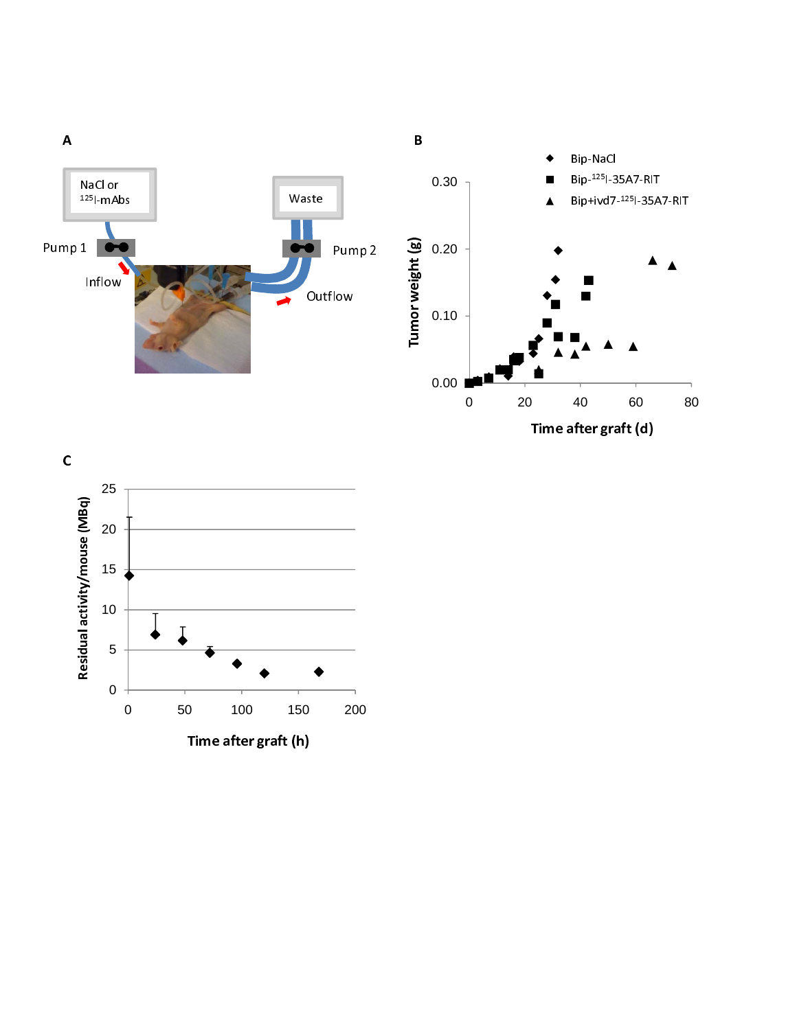A

NaCl or $^{125}$I-mAbs

Waste

Pump 1

Pump 2

Inflow

Outflow

B

Bip-NaCl

Bip-$^{125}$I-35A7-RIT

Bip+ivd7-$^{125}$I-35A7-RIT

Tumor weight (g)

Time after graft (d)

C

Residual activity/mouse (MBq)

Time after graft (h)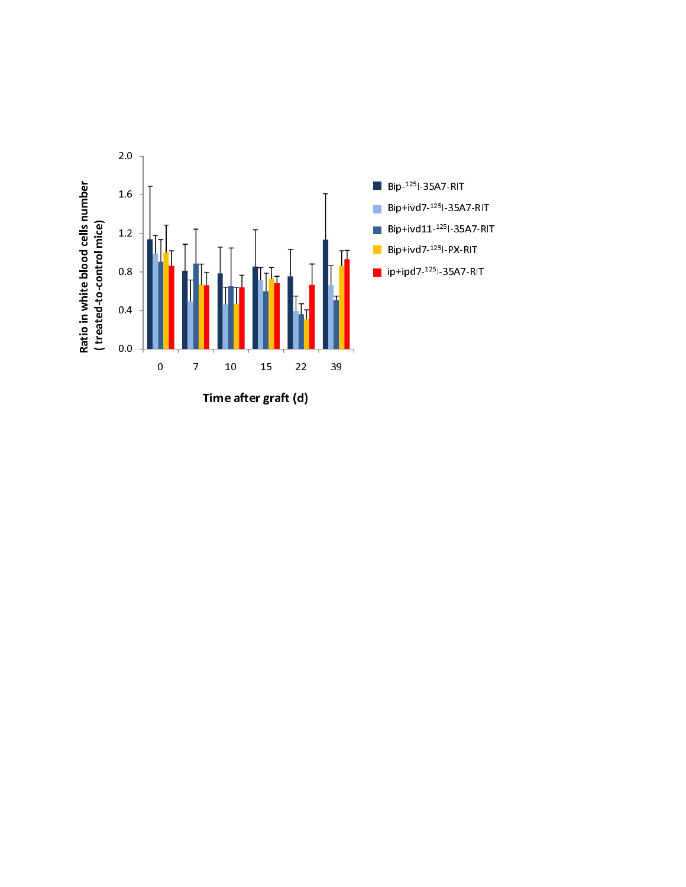Ratio in white blood cells number
( treated-to-control mice)

Time after graft (d)

- Bip-$^{125}$I-35A7-RIT
- Bip+ivd7-$^{125}$I-35A7-RIT
- Bip+ivd11-$^{125}$I-35A7-RIT
- Bip+ivd7-$^{125}$I-PX-RIT
- ip+ipd7-$^{125}$I-35A7-RIT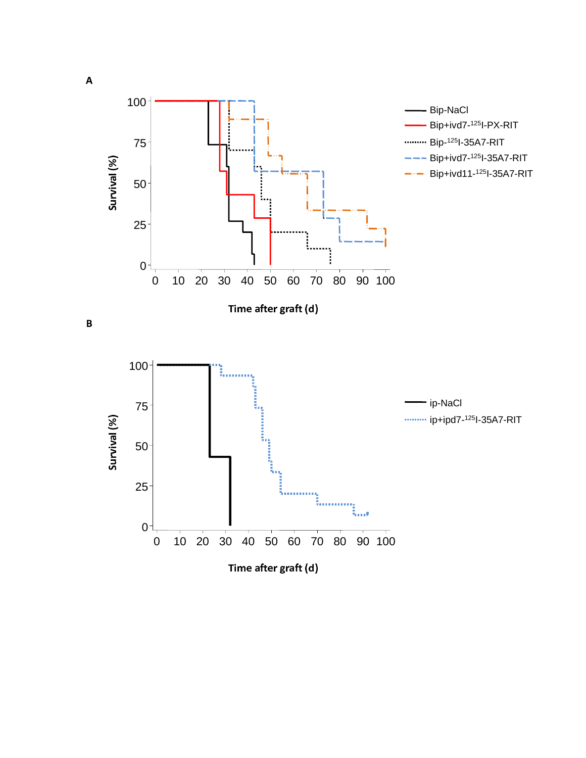**A**

**B**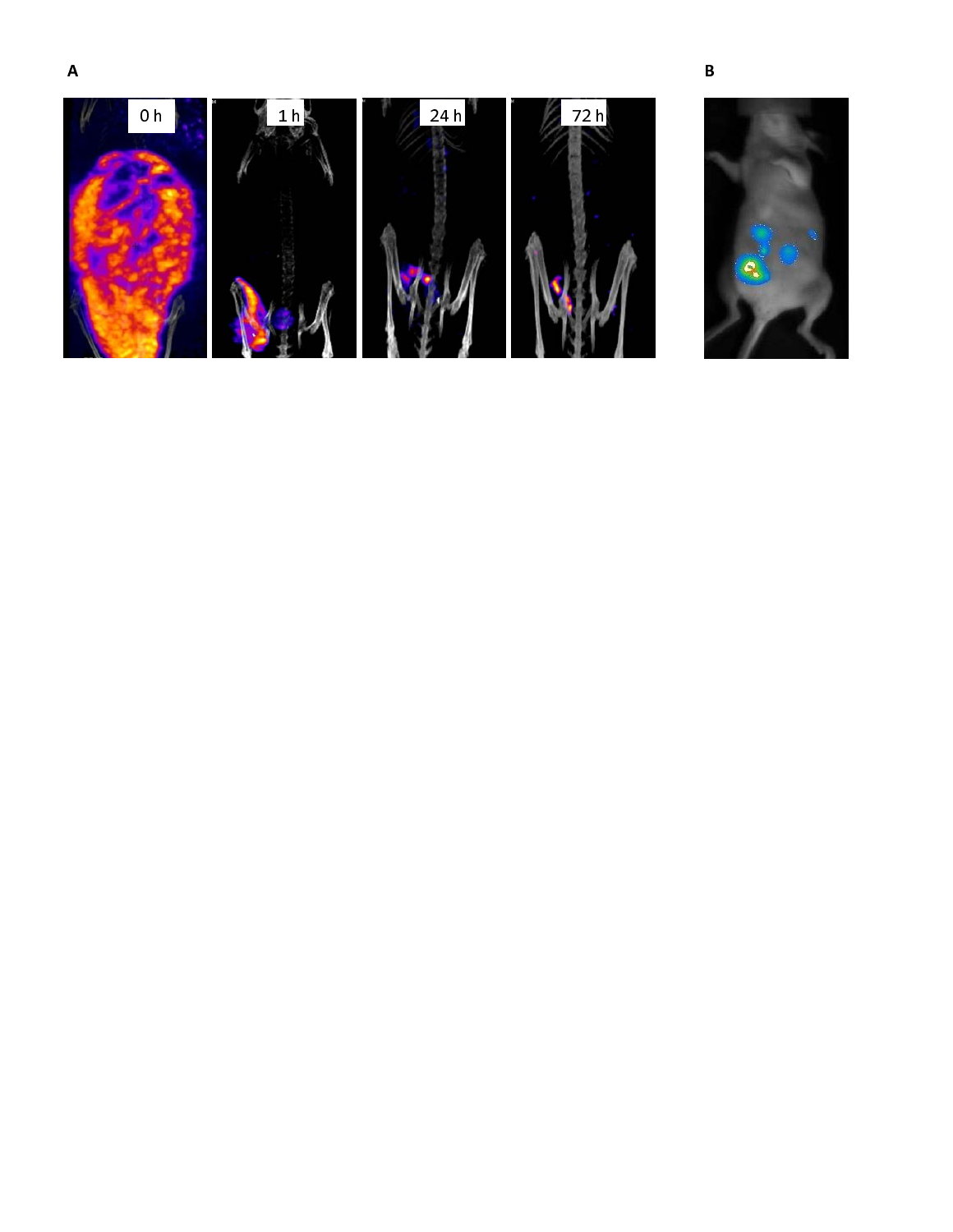**A**

0 h 1 h 24 h 72 h

**B**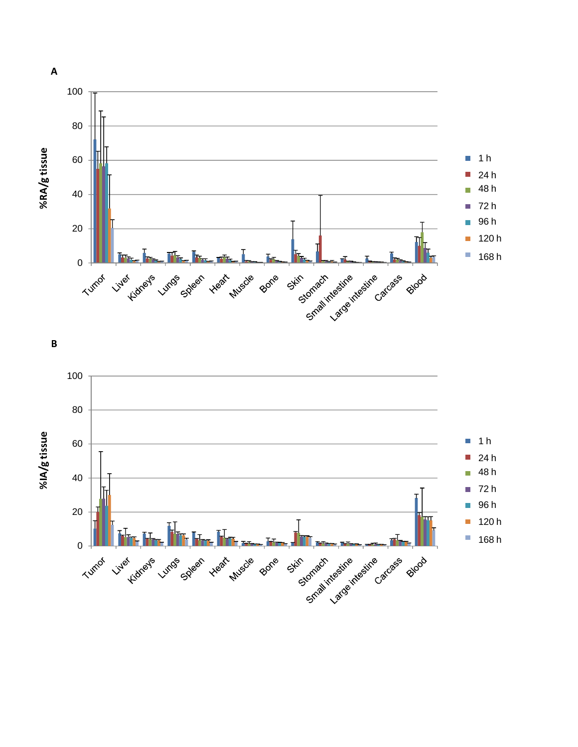**A**

%RA/g tissue

Legend: 1 h, 24 h, 48 h, 72 h, 96 h, 120 h, 168 h

Tissues: Tumor, Liver, Kidneys, Lungs, Spleen, Heart, Muscle, Bone, Skin, Stomach, Small intestine, Large intestine, Carcass, Blood

**B**

%IA/g tissue

Legend: 1 h, 24 h, 48 h, 72 h, 96 h, 120 h, 168 h

Tissues: Tumor, Liver, Kidneys, Lungs, Spleen, Heart, Muscle, Bone, Skin, Stomach, Small intestine, Large intestine, Carcass, Blood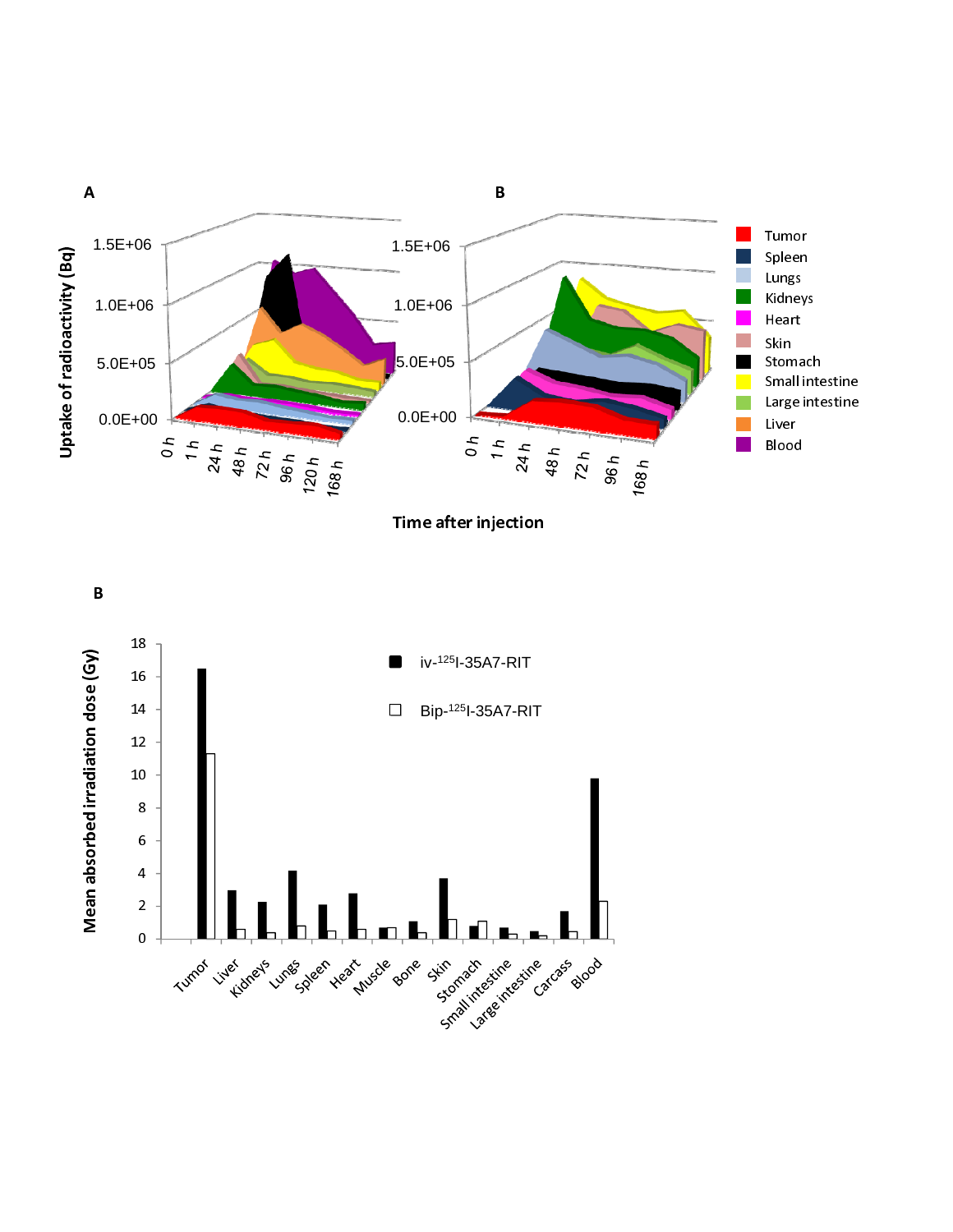A

B

Uptake of radioactivity (Bq)

1.5E+06

1.0E+06

5.0E+05

0.0E+00

0 h 1 h 24 h 48 h 72 h 96 h 120 h 168 h

1.5E+06

1.0E+06

5.0E+05

0.0E+00

0 h 1 h 24 h 48 h 72 h 96 h 168 h

Tumor
Spleen
Lungs
Kidneys
Heart
Skin
Stomach
Small intestine
Large intestine
Liver
Blood

Time after injection

B

Mean absorbed irradiation dose (Gy)

18
16
14
12
10
8
6
4
2
0

iv-$^{125}$I-35A7-RIT

Bip-$^{125}$I-35A7-RIT

Tumor Liver Kidneys Lungs Spleen Heart Muscle Bone Skin Stomach Small intestine Large intestine Carcass Blood